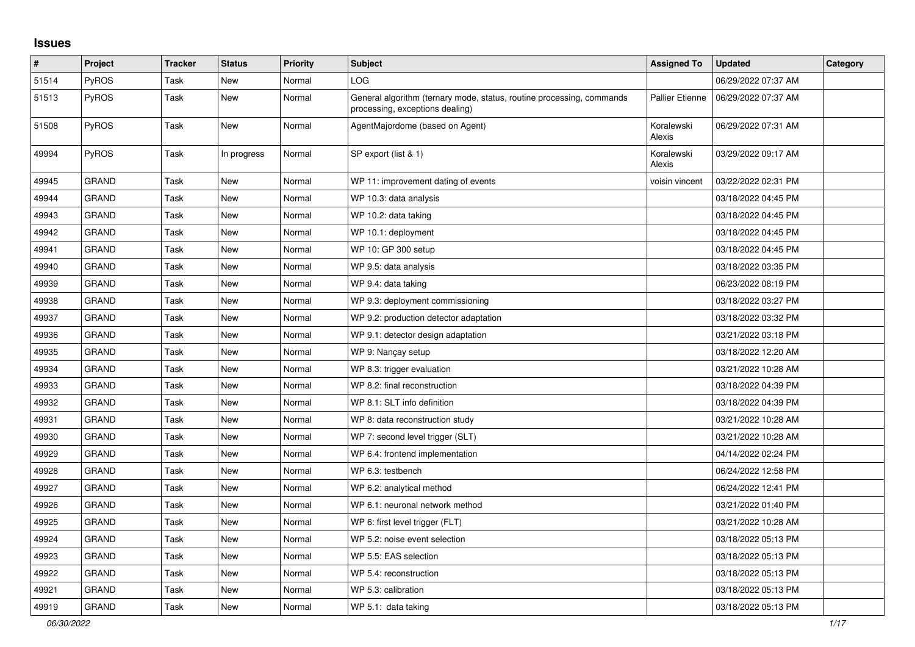# Issues

| # | Project | Tracker | Status | Priority | Subject | Assigned To | Updated | Category |
|---|---|---|---|---|---|---|---|---|
| 51514 | PyROS | Task | New | Normal | LOG | | 06/29/2022 07:37 AM | |
| 51513 | PyROS | Task | New | Normal | General algorithm (ternary mode, status, routine processing, commands processing, exceptions dealing) | Pallier Etienne | 06/29/2022 07:37 AM | |
| 51508 | PyROS | Task | New | Normal | AgentMajordome (based on Agent) | Koralewski Alexis | 06/29/2022 07:31 AM | |
| 49994 | PyROS | Task | In progress | Normal | SP export (list & 1) | Koralewski Alexis | 03/29/2022 09:17 AM | |
| 49945 | GRAND | Task | New | Normal | WP 11: improvement dating of events | voisin vincent | 03/22/2022 02:31 PM | |
| 49944 | GRAND | Task | New | Normal | WP 10.3: data analysis | | 03/18/2022 04:45 PM | |
| 49943 | GRAND | Task | New | Normal | WP 10.2: data taking | | 03/18/2022 04:45 PM | |
| 49942 | GRAND | Task | New | Normal | WP 10.1: deployment | | 03/18/2022 04:45 PM | |
| 49941 | GRAND | Task | New | Normal | WP 10: GP 300 setup | | 03/18/2022 04:45 PM | |
| 49940 | GRAND | Task | New | Normal | WP 9.5: data analysis | | 03/18/2022 03:35 PM | |
| 49939 | GRAND | Task | New | Normal | WP 9.4: data taking | | 06/23/2022 08:19 PM | |
| 49938 | GRAND | Task | New | Normal | WP 9.3: deployment commissioning | | 03/18/2022 03:27 PM | |
| 49937 | GRAND | Task | New | Normal | WP 9.2: production detector adaptation | | 03/18/2022 03:32 PM | |
| 49936 | GRAND | Task | New | Normal | WP 9.1: detector design adaptation | | 03/21/2022 03:18 PM | |
| 49935 | GRAND | Task | New | Normal | WP 9: Nançay setup | | 03/18/2022 12:20 AM | |
| 49934 | GRAND | Task | New | Normal | WP 8.3: trigger evaluation | | 03/21/2022 10:28 AM | |
| 49933 | GRAND | Task | New | Normal | WP 8.2: final reconstruction | | 03/18/2022 04:39 PM | |
| 49932 | GRAND | Task | New | Normal | WP 8.1: SLT info definition | | 03/18/2022 04:39 PM | |
| 49931 | GRAND | Task | New | Normal | WP 8: data reconstruction study | | 03/21/2022 10:28 AM | |
| 49930 | GRAND | Task | New | Normal | WP 7: second level trigger (SLT) | | 03/21/2022 10:28 AM | |
| 49929 | GRAND | Task | New | Normal | WP 6.4: frontend implementation | | 04/14/2022 02:24 PM | |
| 49928 | GRAND | Task | New | Normal | WP 6.3: testbench | | 06/24/2022 12:58 PM | |
| 49927 | GRAND | Task | New | Normal | WP 6.2: analytical method | | 06/24/2022 12:41 PM | |
| 49926 | GRAND | Task | New | Normal | WP 6.1: neuronal network method | | 03/21/2022 01:40 PM | |
| 49925 | GRAND | Task | New | Normal | WP 6: first level trigger (FLT) | | 03/21/2022 10:28 AM | |
| 49924 | GRAND | Task | New | Normal | WP 5.2: noise event selection | | 03/18/2022 05:13 PM | |
| 49923 | GRAND | Task | New | Normal | WP 5.5: EAS selection | | 03/18/2022 05:13 PM | |
| 49922 | GRAND | Task | New | Normal | WP 5.4: reconstruction | | 03/18/2022 05:13 PM | |
| 49921 | GRAND | Task | New | Normal | WP 5.3: calibration | | 03/18/2022 05:13 PM | |
| 49919 | GRAND | Task | New | Normal | WP 5.1: data taking | | 03/18/2022 05:13 PM | |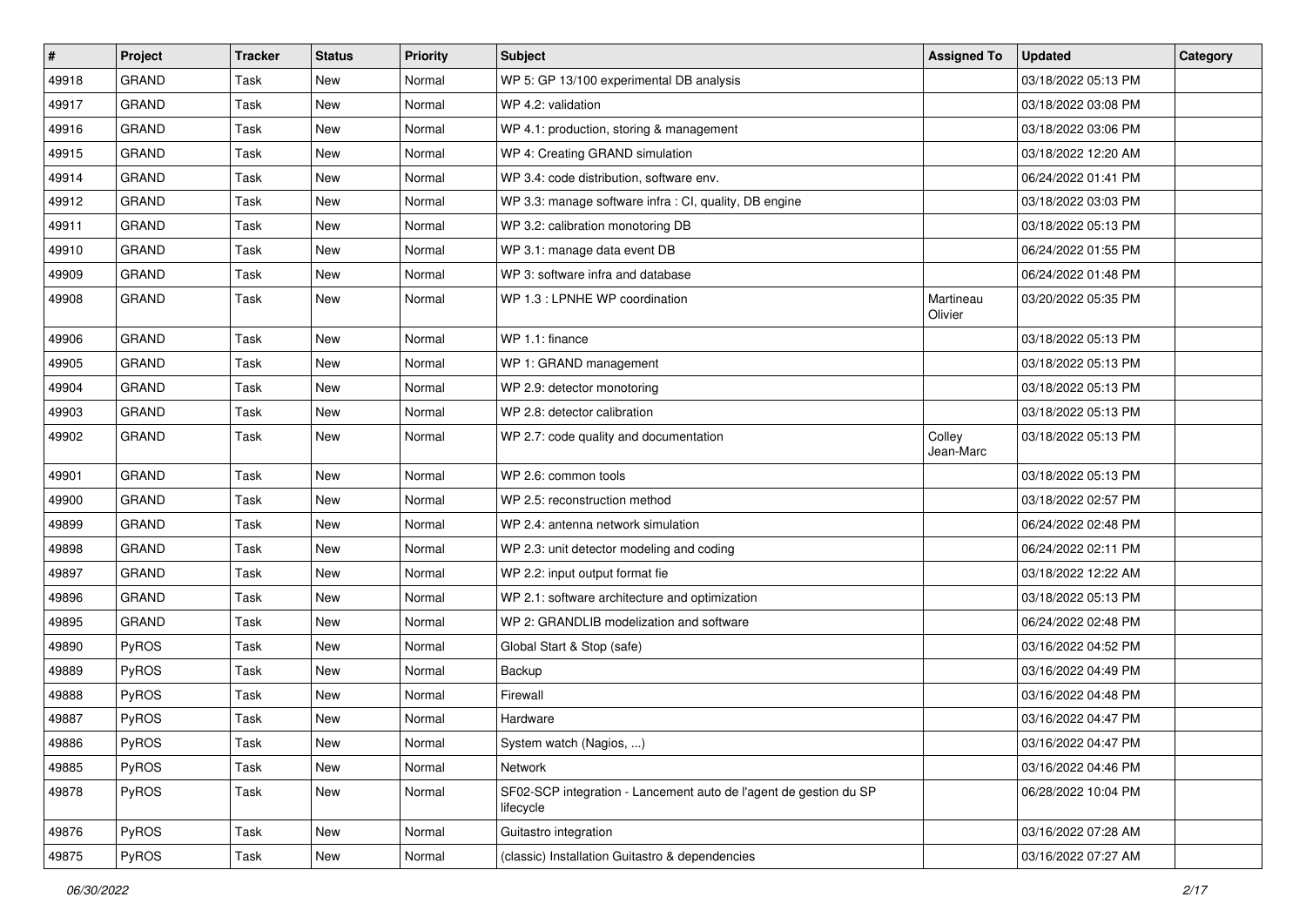| # | Project | Tracker | Status | Priority | Subject | Assigned To | Updated | Category |
|---|---|---|---|---|---|---|---|---|
| 49918 | GRAND | Task | New | Normal | WP 5: GP 13/100 experimental DB analysis | | 03/18/2022 05:13 PM | |
| 49917 | GRAND | Task | New | Normal | WP 4.2: validation | | 03/18/2022 03:08 PM | |
| 49916 | GRAND | Task | New | Normal | WP 4.1: production, storing & management | | 03/18/2022 03:06 PM | |
| 49915 | GRAND | Task | New | Normal | WP 4: Creating GRAND simulation | | 03/18/2022 12:20 AM | |
| 49914 | GRAND | Task | New | Normal | WP 3.4: code distribution, software env. | | 06/24/2022 01:41 PM | |
| 49912 | GRAND | Task | New | Normal | WP 3.3: manage software infra : CI, quality, DB engine | | 03/18/2022 03:03 PM | |
| 49911 | GRAND | Task | New | Normal | WP 3.2: calibration monotoring DB | | 03/18/2022 05:13 PM | |
| 49910 | GRAND | Task | New | Normal | WP 3.1: manage data event DB | | 06/24/2022 01:55 PM | |
| 49909 | GRAND | Task | New | Normal | WP 3: software infra and database | | 06/24/2022 01:48 PM | |
| 49908 | GRAND | Task | New | Normal | WP 1.3 : LPNHE WP coordination | Martineau Olivier | 03/20/2022 05:35 PM | |
| 49906 | GRAND | Task | New | Normal | WP 1.1: finance | | 03/18/2022 05:13 PM | |
| 49905 | GRAND | Task | New | Normal | WP 1: GRAND management | | 03/18/2022 05:13 PM | |
| 49904 | GRAND | Task | New | Normal | WP 2.9: detector monotoring | | 03/18/2022 05:13 PM | |
| 49903 | GRAND | Task | New | Normal | WP 2.8: detector calibration | | 03/18/2022 05:13 PM | |
| 49902 | GRAND | Task | New | Normal | WP 2.7: code quality and documentation | Colley Jean-Marc | 03/18/2022 05:13 PM | |
| 49901 | GRAND | Task | New | Normal | WP 2.6: common tools | | 03/18/2022 05:13 PM | |
| 49900 | GRAND | Task | New | Normal | WP 2.5: reconstruction method | | 03/18/2022 02:57 PM | |
| 49899 | GRAND | Task | New | Normal | WP 2.4: antenna network simulation | | 06/24/2022 02:48 PM | |
| 49898 | GRAND | Task | New | Normal | WP 2.3: unit detector modeling and coding | | 06/24/2022 02:11 PM | |
| 49897 | GRAND | Task | New | Normal | WP 2.2: input output format fie | | 03/18/2022 12:22 AM | |
| 49896 | GRAND | Task | New | Normal | WP 2.1: software architecture and optimization | | 03/18/2022 05:13 PM | |
| 49895 | GRAND | Task | New | Normal | WP 2: GRANDLIB modelization and software | | 06/24/2022 02:48 PM | |
| 49890 | PyROS | Task | New | Normal | Global Start & Stop (safe) | | 03/16/2022 04:52 PM | |
| 49889 | PyROS | Task | New | Normal | Backup | | 03/16/2022 04:49 PM | |
| 49888 | PyROS | Task | New | Normal | Firewall | | 03/16/2022 04:48 PM | |
| 49887 | PyROS | Task | New | Normal | Hardware | | 03/16/2022 04:47 PM | |
| 49886 | PyROS | Task | New | Normal | System watch (Nagios, ...) | | 03/16/2022 04:47 PM | |
| 49885 | PyROS | Task | New | Normal | Network | | 03/16/2022 04:46 PM | |
| 49878 | PyROS | Task | New | Normal | SF02-SCP integration - Lancement auto de l'agent de gestion du SP lifecycle | | 06/28/2022 10:04 PM | |
| 49876 | PyROS | Task | New | Normal | Guitastro integration | | 03/16/2022 07:28 AM | |
| 49875 | PyROS | Task | New | Normal | (classic) Installation Guitastro & dependencies | | 03/16/2022 07:27 AM | |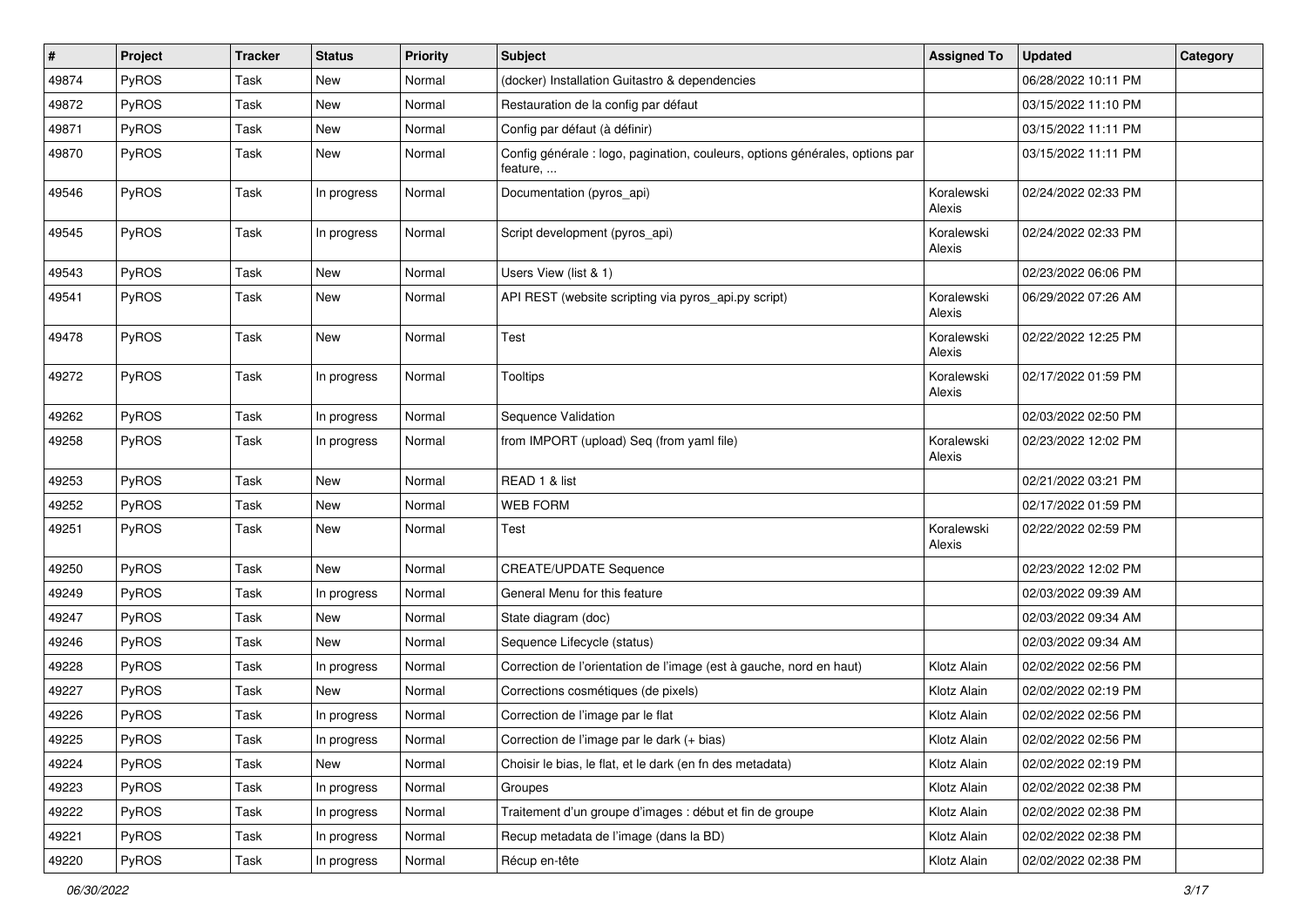| # | Project | Tracker | Status | Priority | Subject | Assigned To | Updated | Category |
|---|---|---|---|---|---|---|---|---|
| 49874 | PyROS | Task | New | Normal | (docker) Installation Guitastro & dependencies | | 06/28/2022 10:11 PM | |
| 49872 | PyROS | Task | New | Normal | Restauration de la config par défaut | | 03/15/2022 11:10 PM | |
| 49871 | PyROS | Task | New | Normal | Config par défaut (à définir) | | 03/15/2022 11:11 PM | |
| 49870 | PyROS | Task | New | Normal | Config générale : logo, pagination, couleurs, options générales, options par feature, ... | | 03/15/2022 11:11 PM | |
| 49546 | PyROS | Task | In progress | Normal | Documentation (pyros_api) | Koralewski Alexis | 02/24/2022 02:33 PM | |
| 49545 | PyROS | Task | In progress | Normal | Script development (pyros_api) | Koralewski Alexis | 02/24/2022 02:33 PM | |
| 49543 | PyROS | Task | New | Normal | Users View (list & 1) | | 02/23/2022 06:06 PM | |
| 49541 | PyROS | Task | New | Normal | API REST (website scripting via pyros_api.py script) | Koralewski Alexis | 06/29/2022 07:26 AM | |
| 49478 | PyROS | Task | New | Normal | Test | Koralewski Alexis | 02/22/2022 12:25 PM | |
| 49272 | PyROS | Task | In progress | Normal | Tooltips | Koralewski Alexis | 02/17/2022 01:59 PM | |
| 49262 | PyROS | Task | In progress | Normal | Sequence Validation | | 02/03/2022 02:50 PM | |
| 49258 | PyROS | Task | In progress | Normal | from IMPORT (upload) Seq (from yaml file) | Koralewski Alexis | 02/23/2022 12:02 PM | |
| 49253 | PyROS | Task | New | Normal | READ 1 & list | | 02/21/2022 03:21 PM | |
| 49252 | PyROS | Task | New | Normal | WEB FORM | | 02/17/2022 01:59 PM | |
| 49251 | PyROS | Task | New | Normal | Test | Koralewski Alexis | 02/22/2022 02:59 PM | |
| 49250 | PyROS | Task | New | Normal | CREATE/UPDATE Sequence | | 02/23/2022 12:02 PM | |
| 49249 | PyROS | Task | In progress | Normal | General Menu for this feature | | 02/03/2022 09:39 AM | |
| 49247 | PyROS | Task | New | Normal | State diagram (doc) | | 02/03/2022 09:34 AM | |
| 49246 | PyROS | Task | New | Normal | Sequence Lifecycle (status) | | 02/03/2022 09:34 AM | |
| 49228 | PyROS | Task | In progress | Normal | Correction de l'orientation de l'image (est à gauche, nord en haut) | Klotz Alain | 02/02/2022 02:56 PM | |
| 49227 | PyROS | Task | New | Normal | Corrections cosmétiques (de pixels) | Klotz Alain | 02/02/2022 02:19 PM | |
| 49226 | PyROS | Task | In progress | Normal | Correction de l'image par le flat | Klotz Alain | 02/02/2022 02:56 PM | |
| 49225 | PyROS | Task | In progress | Normal | Correction de l'image par le dark (+ bias) | Klotz Alain | 02/02/2022 02:56 PM | |
| 49224 | PyROS | Task | New | Normal | Choisir le bias, le flat, et le dark (en fn des metadata) | Klotz Alain | 02/02/2022 02:19 PM | |
| 49223 | PyROS | Task | In progress | Normal | Groupes | Klotz Alain | 02/02/2022 02:38 PM | |
| 49222 | PyROS | Task | In progress | Normal | Traitement d'un groupe d'images : début et fin de groupe | Klotz Alain | 02/02/2022 02:38 PM | |
| 49221 | PyROS | Task | In progress | Normal | Recup metadata de l'image (dans la BD) | Klotz Alain | 02/02/2022 02:38 PM | |
| 49220 | PyROS | Task | In progress | Normal | Récup en-tête | Klotz Alain | 02/02/2022 02:38 PM | |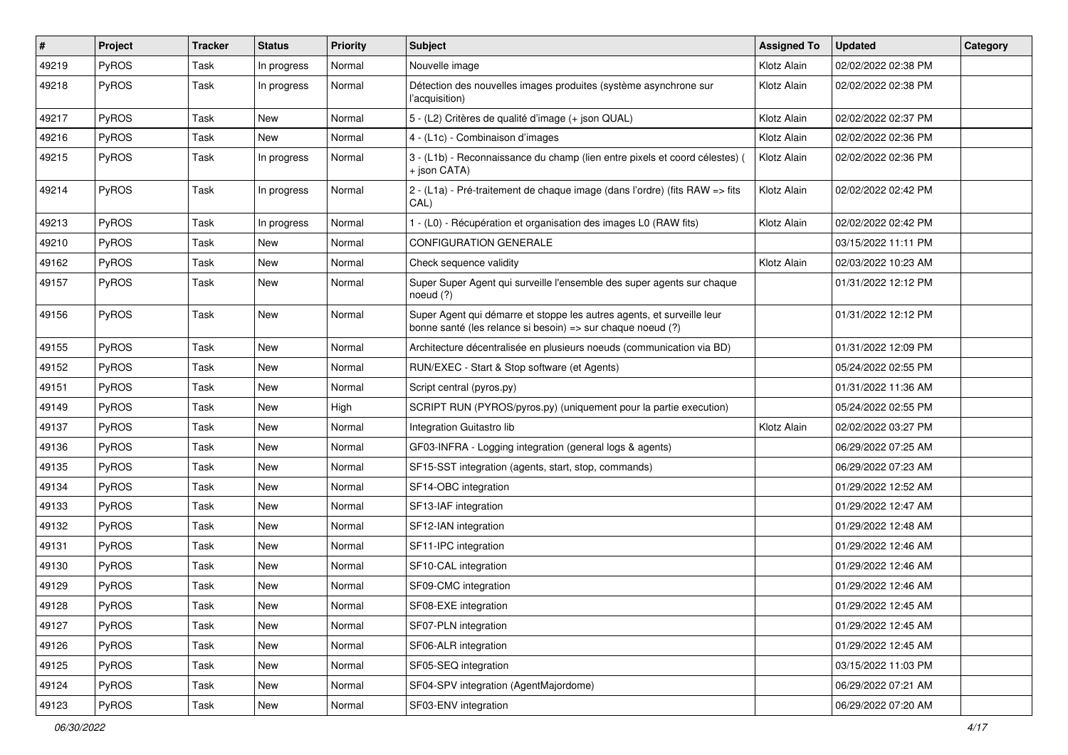| # | Project | Tracker | Status | Priority | Subject | Assigned To | Updated | Category |
|---|---|---|---|---|---|---|---|---|
| 49219 | PyROS | Task | In progress | Normal | Nouvelle image | Klotz Alain | 02/02/2022 02:38 PM | |
| 49218 | PyROS | Task | In progress | Normal | Détection des nouvelles images produites (système asynchrone sur l'acquisition) | Klotz Alain | 02/02/2022 02:38 PM | |
| 49217 | PyROS | Task | New | Normal | 5 - (L2) Critères de qualité d'image (+ json QUAL) | Klotz Alain | 02/02/2022 02:37 PM | |
| 49216 | PyROS | Task | New | Normal | 4 - (L1c) - Combinaison d'images | Klotz Alain | 02/02/2022 02:36 PM | |
| 49215 | PyROS | Task | In progress | Normal | 3 - (L1b) - Reconnaissance du champ (lien entre pixels et coord célestes) ( + json CATA) | Klotz Alain | 02/02/2022 02:36 PM | |
| 49214 | PyROS | Task | In progress | Normal | 2 - (L1a) - Pré-traitement de chaque image (dans l'ordre) (fits RAW => fits CAL) | Klotz Alain | 02/02/2022 02:42 PM | |
| 49213 | PyROS | Task | In progress | Normal | 1 - (L0) - Récupération et organisation des images L0 (RAW fits) | Klotz Alain | 02/02/2022 02:42 PM | |
| 49210 | PyROS | Task | New | Normal | CONFIGURATION GENERALE | | 03/15/2022 11:11 PM | |
| 49162 | PyROS | Task | New | Normal | Check sequence validity | Klotz Alain | 02/03/2022 10:23 AM | |
| 49157 | PyROS | Task | New | Normal | Super Super Agent qui surveille l'ensemble des super agents sur chaque noeud (?) | | 01/31/2022 12:12 PM | |
| 49156 | PyROS | Task | New | Normal | Super Agent qui démarre et stoppe les autres agents, et surveille leur bonne santé (les relance si besoin) => sur chaque noeud (?) | | 01/31/2022 12:12 PM | |
| 49155 | PyROS | Task | New | Normal | Architecture décentralisée en plusieurs noeuds (communication via BD) | | 01/31/2022 12:09 PM | |
| 49152 | PyROS | Task | New | Normal | RUN/EXEC - Start & Stop software (et Agents) | | 05/24/2022 02:55 PM | |
| 49151 | PyROS | Task | New | Normal | Script central (pyros.py) | | 01/31/2022 11:36 AM | |
| 49149 | PyROS | Task | New | High | SCRIPT RUN (PYROS/pyros.py) (uniquement pour la partie execution) | | 05/24/2022 02:55 PM | |
| 49137 | PyROS | Task | New | Normal | Integration Guitastro lib | Klotz Alain | 02/02/2022 03:27 PM | |
| 49136 | PyROS | Task | New | Normal | GF03-INFRA - Logging integration (general logs & agents) | | 06/29/2022 07:25 AM | |
| 49135 | PyROS | Task | New | Normal | SF15-SST integration (agents, start, stop, commands) | | 06/29/2022 07:23 AM | |
| 49134 | PyROS | Task | New | Normal | SF14-OBC integration | | 01/29/2022 12:52 AM | |
| 49133 | PyROS | Task | New | Normal | SF13-IAF integration | | 01/29/2022 12:47 AM | |
| 49132 | PyROS | Task | New | Normal | SF12-IAN integration | | 01/29/2022 12:48 AM | |
| 49131 | PyROS | Task | New | Normal | SF11-IPC integration | | 01/29/2022 12:46 AM | |
| 49130 | PyROS | Task | New | Normal | SF10-CAL integration | | 01/29/2022 12:46 AM | |
| 49129 | PyROS | Task | New | Normal | SF09-CMC integration | | 01/29/2022 12:46 AM | |
| 49128 | PyROS | Task | New | Normal | SF08-EXE integration | | 01/29/2022 12:45 AM | |
| 49127 | PyROS | Task | New | Normal | SF07-PLN integration | | 01/29/2022 12:45 AM | |
| 49126 | PyROS | Task | New | Normal | SF06-ALR integration | | 01/29/2022 12:45 AM | |
| 49125 | PyROS | Task | New | Normal | SF05-SEQ integration | | 03/15/2022 11:03 PM | |
| 49124 | PyROS | Task | New | Normal | SF04-SPV integration (AgentMajordome) | | 06/29/2022 07:21 AM | |
| 49123 | PyROS | Task | New | Normal | SF03-ENV integration | | 06/29/2022 07:20 AM | |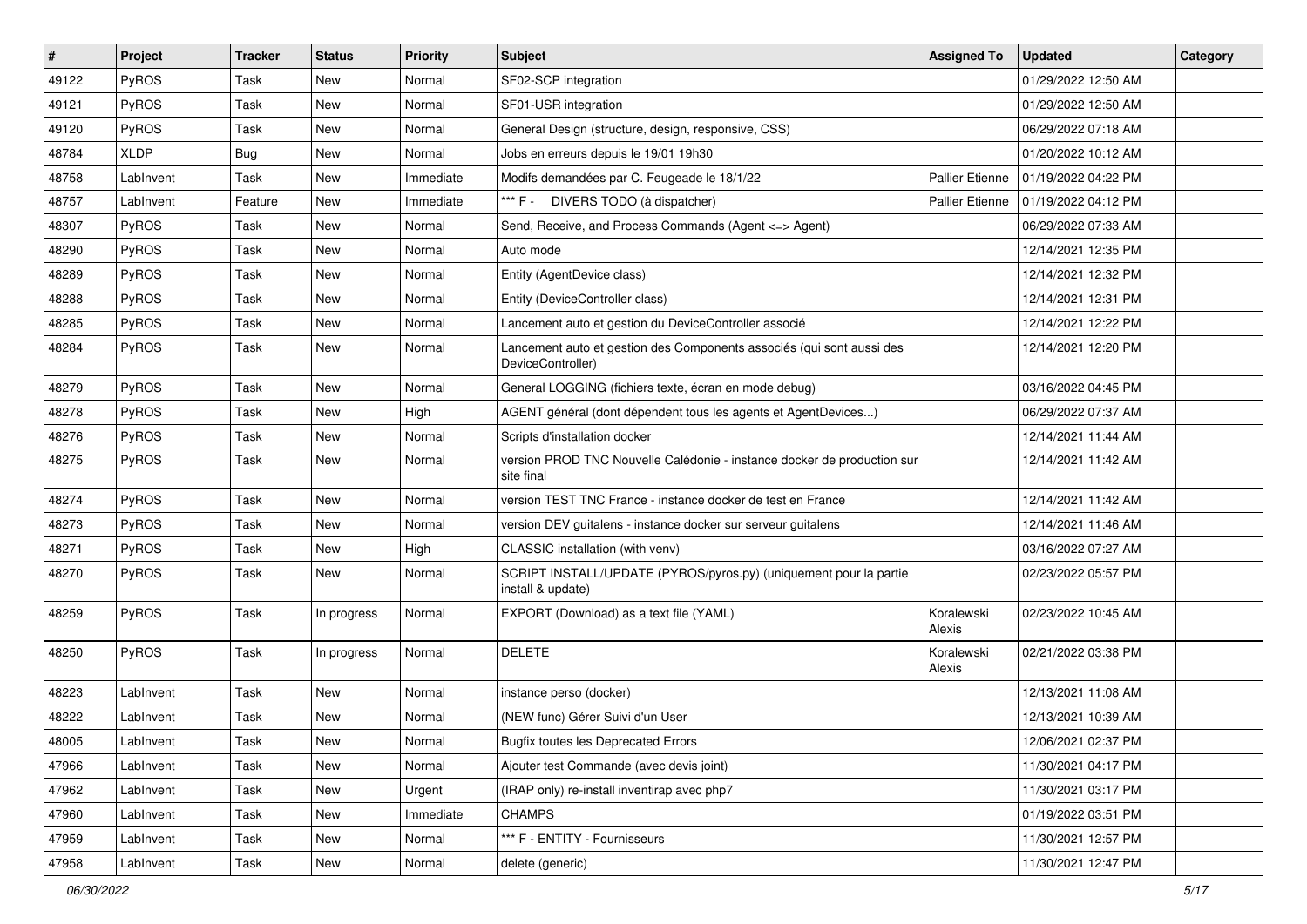| # | Project | Tracker | Status | Priority | Subject | Assigned To | Updated | Category |
|---|---|---|---|---|---|---|---|---|
| 49122 | PyROS | Task | New | Normal | SF02-SCP integration | | 01/29/2022 12:50 AM | |
| 49121 | PyROS | Task | New | Normal | SF01-USR integration | | 01/29/2022 12:50 AM | |
| 49120 | PyROS | Task | New | Normal | General Design (structure, design, responsive, CSS) | | 06/29/2022 07:18 AM | |
| 48784 | XLDP | Bug | New | Normal | Jobs en erreurs depuis le 19/01 19h30 | | 01/20/2022 10:12 AM | |
| 48758 | LabInvent | Task | New | Immediate | Modifs demandées par C. Feugeade le 18/1/22 | Pallier Etienne | 01/19/2022 04:22 PM | |
| 48757 | LabInvent | Feature | New | Immediate | *** F - DIVERS TODO (à dispatcher) | Pallier Etienne | 01/19/2022 04:12 PM | |
| 48307 | PyROS | Task | New | Normal | Send, Receive, and Process Commands (Agent <=> Agent) | | 06/29/2022 07:33 AM | |
| 48290 | PyROS | Task | New | Normal | Auto mode | | 12/14/2021 12:35 PM | |
| 48289 | PyROS | Task | New | Normal | Entity (AgentDevice class) | | 12/14/2021 12:32 PM | |
| 48288 | PyROS | Task | New | Normal | Entity (DeviceController class) | | 12/14/2021 12:31 PM | |
| 48285 | PyROS | Task | New | Normal | Lancement auto et gestion du DeviceController associé | | 12/14/2021 12:22 PM | |
| 48284 | PyROS | Task | New | Normal | Lancement auto et gestion des Components associés (qui sont aussi des DeviceController) | | 12/14/2021 12:20 PM | |
| 48279 | PyROS | Task | New | Normal | General LOGGING (fichiers texte, écran en mode debug) | | 03/16/2022 04:45 PM | |
| 48278 | PyROS | Task | New | High | AGENT général (dont dépendent tous les agents et AgentDevices...) | | 06/29/2022 07:37 AM | |
| 48276 | PyROS | Task | New | Normal | Scripts d'installation docker | | 12/14/2021 11:44 AM | |
| 48275 | PyROS | Task | New | Normal | version PROD TNC Nouvelle Calédonie - instance docker de production sur site final | | 12/14/2021 11:42 AM | |
| 48274 | PyROS | Task | New | Normal | version TEST TNC France - instance docker de test en France | | 12/14/2021 11:42 AM | |
| 48273 | PyROS | Task | New | Normal | version DEV guitalens - instance docker sur serveur guitalens | | 12/14/2021 11:46 AM | |
| 48271 | PyROS | Task | New | High | CLASSIC installation (with venv) | | 03/16/2022 07:27 AM | |
| 48270 | PyROS | Task | New | Normal | SCRIPT INSTALL/UPDATE (PYROS/pyros.py) (uniquement pour la partie install & update) | | 02/23/2022 05:57 PM | |
| 48259 | PyROS | Task | In progress | Normal | EXPORT (Download) as a text file (YAML) | Koralewski Alexis | 02/23/2022 10:45 AM | |
| 48250 | PyROS | Task | In progress | Normal | DELETE | Koralewski Alexis | 02/21/2022 03:38 PM | |
| 48223 | LabInvent | Task | New | Normal | instance perso (docker) | | 12/13/2021 11:08 AM | |
| 48222 | LabInvent | Task | New | Normal | (NEW func) Gérer Suivi d'un User | | 12/13/2021 10:39 AM | |
| 48005 | LabInvent | Task | New | Normal | Bugfix toutes les Deprecated Errors | | 12/06/2021 02:37 PM | |
| 47966 | LabInvent | Task | New | Normal | Ajouter test Commande (avec devis joint) | | 11/30/2021 04:17 PM | |
| 47962 | LabInvent | Task | New | Urgent | (IRAP only) re-install inventirap avec php7 | | 11/30/2021 03:17 PM | |
| 47960 | LabInvent | Task | New | Immediate | CHAMPS | | 01/19/2022 03:51 PM | |
| 47959 | LabInvent | Task | New | Normal | *** F - ENTITY - Fournisseurs | | 11/30/2021 12:57 PM | |
| 47958 | LabInvent | Task | New | Normal | delete (generic) | | 11/30/2021 12:47 PM | |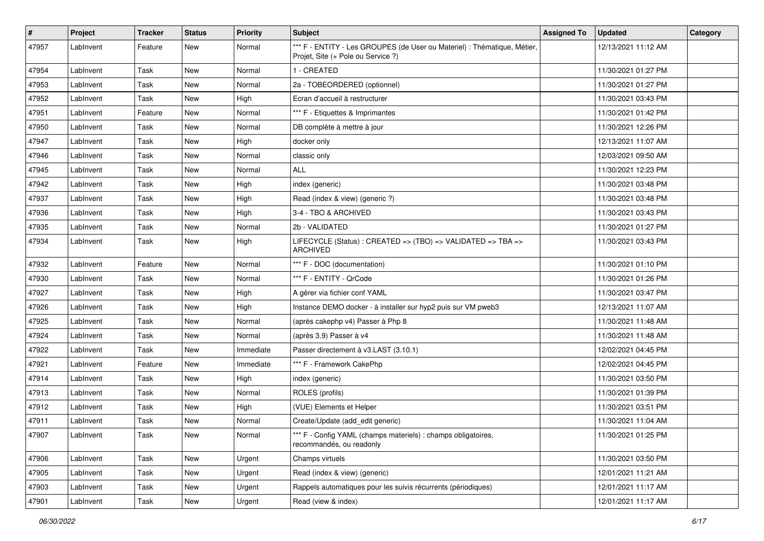| # | Project | Tracker | Status | Priority | Subject | Assigned To | Updated | Category |
|---|---|---|---|---|---|---|---|---|
| 47957 | LabInvent | Feature | New | Normal | *** F - ENTITY - Les GROUPES (de User ou Materiel) : Thématique, Métier, Projet, Site (+ Pole ou Service ?) | | 12/13/2021 11:12 AM | |
| 47954 | LabInvent | Task | New | Normal | 1 - CREATED | | 11/30/2021 01:27 PM | |
| 47953 | LabInvent | Task | New | Normal | 2a - TOBEORDERED (optionnel) | | 11/30/2021 01:27 PM | |
| 47952 | LabInvent | Task | New | High | Ecran d'accueil à restructurer | | 11/30/2021 03:43 PM | |
| 47951 | LabInvent | Feature | New | Normal | *** F - Etiquettes & Imprimantes | | 11/30/2021 01:42 PM | |
| 47950 | LabInvent | Task | New | Normal | DB complète à mettre à jour | | 11/30/2021 12:26 PM | |
| 47947 | LabInvent | Task | New | High | docker only | | 12/13/2021 11:07 AM | |
| 47946 | LabInvent | Task | New | Normal | classic only | | 12/03/2021 09:50 AM | |
| 47945 | LabInvent | Task | New | Normal | ALL | | 11/30/2021 12:23 PM | |
| 47942 | LabInvent | Task | New | High | index (generic) | | 11/30/2021 03:48 PM | |
| 47937 | LabInvent | Task | New | High | Read (index & view) (generic ?) | | 11/30/2021 03:48 PM | |
| 47936 | LabInvent | Task | New | High | 3-4 - TBO & ARCHIVED | | 11/30/2021 03:43 PM | |
| 47935 | LabInvent | Task | New | Normal | 2b - VALIDATED | | 11/30/2021 01:27 PM | |
| 47934 | LabInvent | Task | New | High | LIFECYCLE (Status) : CREATED => (TBO) => VALIDATED => TBA => ARCHIVED | | 11/30/2021 03:43 PM | |
| 47932 | LabInvent | Feature | New | Normal | *** F - DOC (documentation) | | 11/30/2021 01:10 PM | |
| 47930 | LabInvent | Task | New | Normal | *** F - ENTITY - QrCode | | 11/30/2021 01:26 PM | |
| 47927 | LabInvent | Task | New | High | A gérer via fichier conf YAML | | 11/30/2021 03:47 PM | |
| 47926 | LabInvent | Task | New | High | Instance DEMO docker - à installer sur hyp2 puis sur VM pweb3 | | 12/13/2021 11:07 AM | |
| 47925 | LabInvent | Task | New | Normal | (après cakephp v4) Passer à Php 8 | | 11/30/2021 11:48 AM | |
| 47924 | LabInvent | Task | New | Normal | (après 3.9) Passer à v4 | | 11/30/2021 11:48 AM | |
| 47922 | LabInvent | Task | New | Immediate | Passer directement à v3.LAST (3.10.1) | | 12/02/2021 04:45 PM | |
| 47921 | LabInvent | Feature | New | Immediate | *** F - Framework CakePhp | | 12/02/2021 04:45 PM | |
| 47914 | LabInvent | Task | New | High | index (generic) | | 11/30/2021 03:50 PM | |
| 47913 | LabInvent | Task | New | Normal | ROLES (profils) | | 11/30/2021 01:39 PM | |
| 47912 | LabInvent | Task | New | High | (VUE) Elements et Helper | | 11/30/2021 03:51 PM | |
| 47911 | LabInvent | Task | New | Normal | Create/Update (add_edit generic) | | 11/30/2021 11:04 AM | |
| 47907 | LabInvent | Task | New | Normal | *** F - Config YAML (champs materiels) : champs obligatoires, recommandés, ou readonly | | 11/30/2021 01:25 PM | |
| 47906 | LabInvent | Task | New | Urgent | Champs virtuels | | 11/30/2021 03:50 PM | |
| 47905 | LabInvent | Task | New | Urgent | Read (index & view) (generic) | | 12/01/2021 11:21 AM | |
| 47903 | LabInvent | Task | New | Urgent | Rappels automatiques pour les suivis récurrents (périodiques) | | 12/01/2021 11:17 AM | |
| 47901 | LabInvent | Task | New | Urgent | Read (view & index) | | 12/01/2021 11:17 AM | |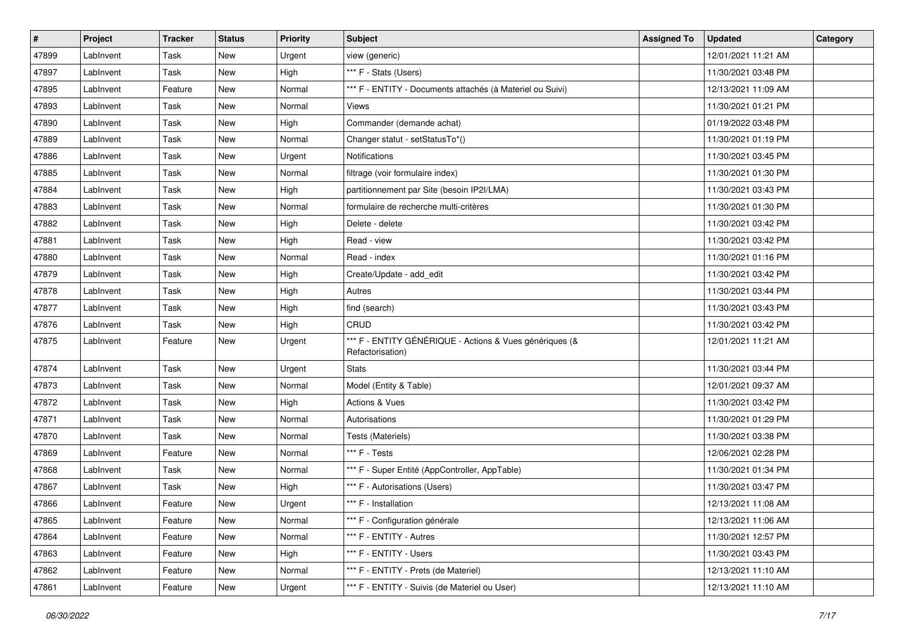| # | Project | Tracker | Status | Priority | Subject | Assigned To | Updated | Category |
|---|---|---|---|---|---|---|---|---|
| 47899 | LabInvent | Task | New | Urgent | view (generic) | | 12/01/2021 11:21 AM | |
| 47897 | LabInvent | Task | New | High | *** F - Stats (Users) | | 11/30/2021 03:48 PM | |
| 47895 | LabInvent | Feature | New | Normal | *** F - ENTITY - Documents attachés (à Materiel ou Suivi) | | 12/13/2021 11:09 AM | |
| 47893 | LabInvent | Task | New | Normal | Views | | 11/30/2021 01:21 PM | |
| 47890 | LabInvent | Task | New | High | Commander (demande achat) | | 01/19/2022 03:48 PM | |
| 47889 | LabInvent | Task | New | Normal | Changer statut - setStatusTo*() | | 11/30/2021 01:19 PM | |
| 47886 | LabInvent | Task | New | Urgent | Notifications | | 11/30/2021 03:45 PM | |
| 47885 | LabInvent | Task | New | Normal | filtrage (voir formulaire index) | | 11/30/2021 01:30 PM | |
| 47884 | LabInvent | Task | New | High | partitionnement par Site (besoin IP2I/LMA) | | 11/30/2021 03:43 PM | |
| 47883 | LabInvent | Task | New | Normal | formulaire de recherche multi-critères | | 11/30/2021 01:30 PM | |
| 47882 | LabInvent | Task | New | High | Delete - delete | | 11/30/2021 03:42 PM | |
| 47881 | LabInvent | Task | New | High | Read - view | | 11/30/2021 03:42 PM | |
| 47880 | LabInvent | Task | New | Normal | Read - index | | 11/30/2021 01:16 PM | |
| 47879 | LabInvent | Task | New | High | Create/Update - add_edit | | 11/30/2021 03:42 PM | |
| 47878 | LabInvent | Task | New | High | Autres | | 11/30/2021 03:44 PM | |
| 47877 | LabInvent | Task | New | High | find (search) | | 11/30/2021 03:43 PM | |
| 47876 | LabInvent | Task | New | High | CRUD | | 11/30/2021 03:42 PM | |
| 47875 | LabInvent | Feature | New | Urgent | *** F - ENTITY GÉNÉRIQUE - Actions & Vues génériques (& Refactorisation) | | 12/01/2021 11:21 AM | |
| 47874 | LabInvent | Task | New | Urgent | Stats | | 11/30/2021 03:44 PM | |
| 47873 | LabInvent | Task | New | Normal | Model (Entity & Table) | | 12/01/2021 09:37 AM | |
| 47872 | LabInvent | Task | New | High | Actions & Vues | | 11/30/2021 03:42 PM | |
| 47871 | LabInvent | Task | New | Normal | Autorisations | | 11/30/2021 01:29 PM | |
| 47870 | LabInvent | Task | New | Normal | Tests (Materiels) | | 11/30/2021 03:38 PM | |
| 47869 | LabInvent | Feature | New | Normal | *** F - Tests | | 12/06/2021 02:28 PM | |
| 47868 | LabInvent | Task | New | Normal | *** F - Super Entité (AppController, AppTable) | | 11/30/2021 01:34 PM | |
| 47867 | LabInvent | Task | New | High | *** F - Autorisations (Users) | | 11/30/2021 03:47 PM | |
| 47866 | LabInvent | Feature | New | Urgent | *** F - Installation | | 12/13/2021 11:08 AM | |
| 47865 | LabInvent | Feature | New | Normal | *** F - Configuration générale | | 12/13/2021 11:06 AM | |
| 47864 | LabInvent | Feature | New | Normal | *** F - ENTITY - Autres | | 11/30/2021 12:57 PM | |
| 47863 | LabInvent | Feature | New | High | *** F - ENTITY - Users | | 11/30/2021 03:43 PM | |
| 47862 | LabInvent | Feature | New | Normal | *** F - ENTITY - Prets (de Materiel) | | 12/13/2021 11:10 AM | |
| 47861 | LabInvent | Feature | New | Urgent | *** F - ENTITY - Suivis (de Materiel ou User) | | 12/13/2021 11:10 AM | |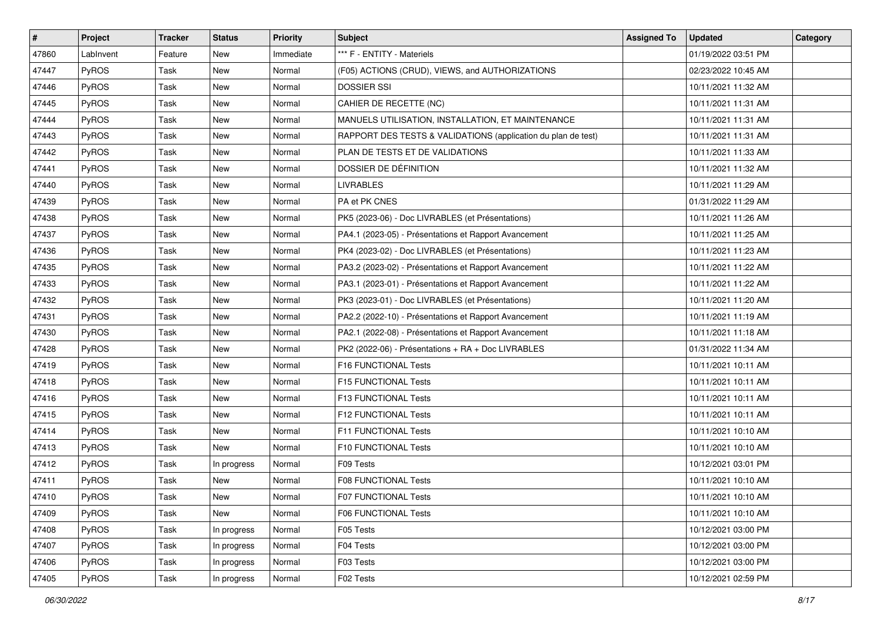| # | Project | Tracker | Status | Priority | Subject | Assigned To | Updated | Category |
|---|---|---|---|---|---|---|---|---|
| 47860 | LabInvent | Feature | New | Immediate | *** F - ENTITY - Materiels | | 01/19/2022 03:51 PM | |
| 47447 | PyROS | Task | New | Normal | (F05) ACTIONS (CRUD), VIEWS, and AUTHORIZATIONS | | 02/23/2022 10:45 AM | |
| 47446 | PyROS | Task | New | Normal | DOSSIER SSI | | 10/11/2021 11:32 AM | |
| 47445 | PyROS | Task | New | Normal | CAHIER DE RECETTE (NC) | | 10/11/2021 11:31 AM | |
| 47444 | PyROS | Task | New | Normal | MANUELS UTILISATION, INSTALLATION, ET MAINTENANCE | | 10/11/2021 11:31 AM | |
| 47443 | PyROS | Task | New | Normal | RAPPORT DES TESTS & VALIDATIONS (application du plan de test) | | 10/11/2021 11:31 AM | |
| 47442 | PyROS | Task | New | Normal | PLAN DE TESTS ET DE VALIDATIONS | | 10/11/2021 11:33 AM | |
| 47441 | PyROS | Task | New | Normal | DOSSIER DE DÉFINITION | | 10/11/2021 11:32 AM | |
| 47440 | PyROS | Task | New | Normal | LIVRABLES | | 10/11/2021 11:29 AM | |
| 47439 | PyROS | Task | New | Normal | PA et PK CNES | | 01/31/2022 11:29 AM | |
| 47438 | PyROS | Task | New | Normal | PK5 (2023-06) - Doc LIVRABLES (et Présentations) | | 10/11/2021 11:26 AM | |
| 47437 | PyROS | Task | New | Normal | PA4.1 (2023-05) - Présentations et Rapport Avancement | | 10/11/2021 11:25 AM | |
| 47436 | PyROS | Task | New | Normal | PK4 (2023-02) - Doc LIVRABLES (et Présentations) | | 10/11/2021 11:23 AM | |
| 47435 | PyROS | Task | New | Normal | PA3.2 (2023-02) - Présentations et Rapport Avancement | | 10/11/2021 11:22 AM | |
| 47433 | PyROS | Task | New | Normal | PA3.1 (2023-01) - Présentations et Rapport Avancement | | 10/11/2021 11:22 AM | |
| 47432 | PyROS | Task | New | Normal | PK3 (2023-01) - Doc LIVRABLES (et Présentations) | | 10/11/2021 11:20 AM | |
| 47431 | PyROS | Task | New | Normal | PA2.2 (2022-10) - Présentations et Rapport Avancement | | 10/11/2021 11:19 AM | |
| 47430 | PyROS | Task | New | Normal | PA2.1 (2022-08) - Présentations et Rapport Avancement | | 10/11/2021 11:18 AM | |
| 47428 | PyROS | Task | New | Normal | PK2 (2022-06) - Présentations + RA + Doc LIVRABLES | | 01/31/2022 11:34 AM | |
| 47419 | PyROS | Task | New | Normal | F16 FUNCTIONAL Tests | | 10/11/2021 10:11 AM | |
| 47418 | PyROS | Task | New | Normal | F15 FUNCTIONAL Tests | | 10/11/2021 10:11 AM | |
| 47416 | PyROS | Task | New | Normal | F13 FUNCTIONAL Tests | | 10/11/2021 10:11 AM | |
| 47415 | PyROS | Task | New | Normal | F12 FUNCTIONAL Tests | | 10/11/2021 10:11 AM | |
| 47414 | PyROS | Task | New | Normal | F11 FUNCTIONAL Tests | | 10/11/2021 10:10 AM | |
| 47413 | PyROS | Task | New | Normal | F10 FUNCTIONAL Tests | | 10/11/2021 10:10 AM | |
| 47412 | PyROS | Task | In progress | Normal | F09 Tests | | 10/12/2021 03:01 PM | |
| 47411 | PyROS | Task | New | Normal | F08 FUNCTIONAL Tests | | 10/11/2021 10:10 AM | |
| 47410 | PyROS | Task | New | Normal | F07 FUNCTIONAL Tests | | 10/11/2021 10:10 AM | |
| 47409 | PyROS | Task | New | Normal | F06 FUNCTIONAL Tests | | 10/11/2021 10:10 AM | |
| 47408 | PyROS | Task | In progress | Normal | F05 Tests | | 10/12/2021 03:00 PM | |
| 47407 | PyROS | Task | In progress | Normal | F04 Tests | | 10/12/2021 03:00 PM | |
| 47406 | PyROS | Task | In progress | Normal | F03 Tests | | 10/12/2021 03:00 PM | |
| 47405 | PyROS | Task | In progress | Normal | F02 Tests | | 10/12/2021 02:59 PM | |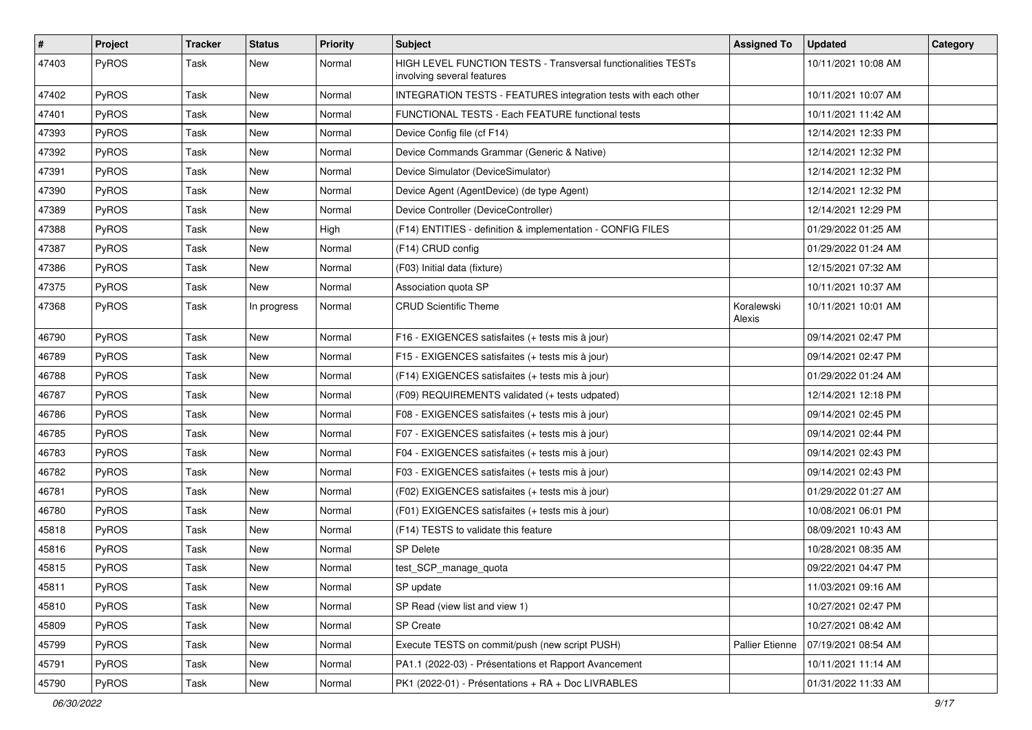| # | Project | Tracker | Status | Priority | Subject | Assigned To | Updated | Category |
|---|---|---|---|---|---|---|---|---|
| 47403 | PyROS | Task | New | Normal | HIGH LEVEL FUNCTION TESTS - Transversal functionalities TESTs involving several features | | 10/11/2021 10:08 AM | |
| 47402 | PyROS | Task | New | Normal | INTEGRATION TESTS - FEATURES integration tests with each other | | 10/11/2021 10:07 AM | |
| 47401 | PyROS | Task | New | Normal | FUNCTIONAL TESTS - Each FEATURE functional tests | | 10/11/2021 11:42 AM | |
| 47393 | PyROS | Task | New | Normal | Device Config file (cf F14) | | 12/14/2021 12:33 PM | |
| 47392 | PyROS | Task | New | Normal | Device Commands Grammar (Generic & Native) | | 12/14/2021 12:32 PM | |
| 47391 | PyROS | Task | New | Normal | Device Simulator (DeviceSimulator) | | 12/14/2021 12:32 PM | |
| 47390 | PyROS | Task | New | Normal | Device Agent (AgentDevice) (de type Agent) | | 12/14/2021 12:32 PM | |
| 47389 | PyROS | Task | New | Normal | Device Controller (DeviceController) | | 12/14/2021 12:29 PM | |
| 47388 | PyROS | Task | New | High | (F14) ENTITIES - definition & implementation - CONFIG FILES | | 01/29/2022 01:25 AM | |
| 47387 | PyROS | Task | New | Normal | (F14) CRUD config | | 01/29/2022 01:24 AM | |
| 47386 | PyROS | Task | New | Normal | (F03) Initial data (fixture) | | 12/15/2021 07:32 AM | |
| 47375 | PyROS | Task | New | Normal | Association quota SP | | 10/11/2021 10:37 AM | |
| 47368 | PyROS | Task | In progress | Normal | CRUD Scientific Theme | Koralewski Alexis | 10/11/2021 10:01 AM | |
| 46790 | PyROS | Task | New | Normal | F16 - EXIGENCES satisfaites (+ tests mis à jour) | | 09/14/2021 02:47 PM | |
| 46789 | PyROS | Task | New | Normal | F15 - EXIGENCES satisfaites (+ tests mis à jour) | | 09/14/2021 02:47 PM | |
| 46788 | PyROS | Task | New | Normal | (F14) EXIGENCES satisfaites (+ tests mis à jour) | | 01/29/2022 01:24 AM | |
| 46787 | PyROS | Task | New | Normal | (F09) REQUIREMENTS validated (+ tests udpated) | | 12/14/2021 12:18 PM | |
| 46786 | PyROS | Task | New | Normal | F08 - EXIGENCES satisfaites (+ tests mis à jour) | | 09/14/2021 02:45 PM | |
| 46785 | PyROS | Task | New | Normal | F07 - EXIGENCES satisfaites (+ tests mis à jour) | | 09/14/2021 02:44 PM | |
| 46783 | PyROS | Task | New | Normal | F04 - EXIGENCES satisfaites (+ tests mis à jour) | | 09/14/2021 02:43 PM | |
| 46782 | PyROS | Task | New | Normal | F03 - EXIGENCES satisfaites (+ tests mis à jour) | | 09/14/2021 02:43 PM | |
| 46781 | PyROS | Task | New | Normal | (F02) EXIGENCES satisfaites (+ tests mis à jour) | | 01/29/2022 01:27 AM | |
| 46780 | PyROS | Task | New | Normal | (F01) EXIGENCES satisfaites (+ tests mis à jour) | | 10/08/2021 06:01 PM | |
| 45818 | PyROS | Task | New | Normal | (F14) TESTS to validate this feature | | 08/09/2021 10:43 AM | |
| 45816 | PyROS | Task | New | Normal | SP Delete | | 10/28/2021 08:35 AM | |
| 45815 | PyROS | Task | New | Normal | test_SCP_manage_quota | | 09/22/2021 04:47 PM | |
| 45811 | PyROS | Task | New | Normal | SP update | | 11/03/2021 09:16 AM | |
| 45810 | PyROS | Task | New | Normal | SP Read (view list and view 1) | | 10/27/2021 02:47 PM | |
| 45809 | PyROS | Task | New | Normal | SP Create | | 10/27/2021 08:42 AM | |
| 45799 | PyROS | Task | New | Normal | Execute TESTS on commit/push (new script PUSH) | Pallier Etienne | 07/19/2021 08:54 AM | |
| 45791 | PyROS | Task | New | Normal | PA1.1 (2022-03) - Présentations et Rapport Avancement | | 10/11/2021 11:14 AM | |
| 45790 | PyROS | Task | New | Normal | PK1 (2022-01) - Présentations + RA + Doc LIVRABLES | | 01/31/2022 11:33 AM | |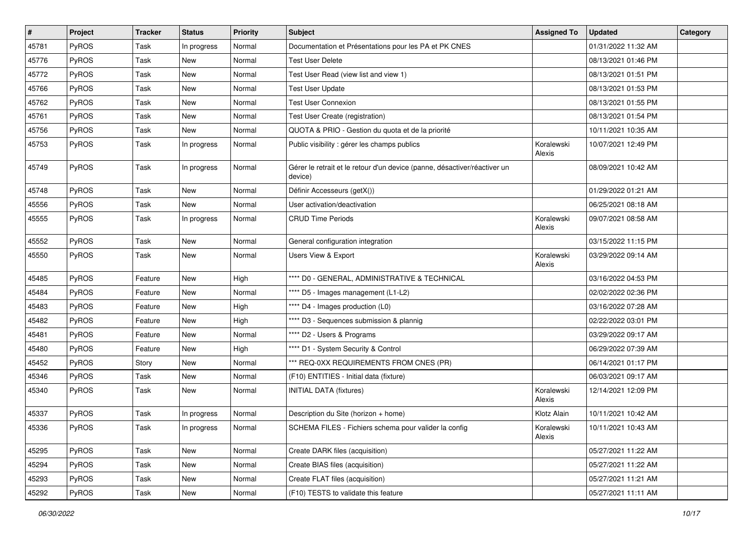| # | Project | Tracker | Status | Priority | Subject | Assigned To | Updated | Category |
|---|---|---|---|---|---|---|---|---|
| 45781 | PyROS | Task | In progress | Normal | Documentation et Présentations pour les PA et PK CNES | | 01/31/2022 11:32 AM | |
| 45776 | PyROS | Task | New | Normal | Test User Delete | | 08/13/2021 01:46 PM | |
| 45772 | PyROS | Task | New | Normal | Test User Read (view list and view 1) | | 08/13/2021 01:51 PM | |
| 45766 | PyROS | Task | New | Normal | Test User Update | | 08/13/2021 01:53 PM | |
| 45762 | PyROS | Task | New | Normal | Test User Connexion | | 08/13/2021 01:55 PM | |
| 45761 | PyROS | Task | New | Normal | Test User Create (registration) | | 08/13/2021 01:54 PM | |
| 45756 | PyROS | Task | New | Normal | QUOTA & PRIO - Gestion du quota et de la priorité | | 10/11/2021 10:35 AM | |
| 45753 | PyROS | Task | In progress | Normal | Public visibility : gérer les champs publics | Koralewski Alexis | 10/07/2021 12:49 PM | |
| 45749 | PyROS | Task | In progress | Normal | Gérer le retrait et le retour d'un device (panne, désactiver/réactiver un device) | | 08/09/2021 10:42 AM | |
| 45748 | PyROS | Task | New | Normal | Définir Accesseurs (getX()) | | 01/29/2022 01:21 AM | |
| 45556 | PyROS | Task | New | Normal | User activation/deactivation | | 06/25/2021 08:18 AM | |
| 45555 | PyROS | Task | In progress | Normal | CRUD Time Periods | Koralewski Alexis | 09/07/2021 08:58 AM | |
| 45552 | PyROS | Task | New | Normal | General configuration integration | | 03/15/2022 11:15 PM | |
| 45550 | PyROS | Task | New | Normal | Users View & Export | Koralewski Alexis | 03/29/2022 09:14 AM | |
| 45485 | PyROS | Feature | New | High | **** D0 - GENERAL, ADMINISTRATIVE & TECHNICAL | | 03/16/2022 04:53 PM | |
| 45484 | PyROS | Feature | New | Normal | **** D5 - Images management (L1-L2) | | 02/02/2022 02:36 PM | |
| 45483 | PyROS | Feature | New | High | **** D4 - Images production (L0) | | 03/16/2022 07:28 AM | |
| 45482 | PyROS | Feature | New | High | **** D3 - Sequences submission & plannig | | 02/22/2022 03:01 PM | |
| 45481 | PyROS | Feature | New | Normal | **** D2 - Users & Programs | | 03/29/2022 09:17 AM | |
| 45480 | PyROS | Feature | New | High | **** D1 - System Security & Control | | 06/29/2022 07:39 AM | |
| 45452 | PyROS | Story | New | Normal | *** REQ-0XX REQUIREMENTS FROM CNES (PR) | | 06/14/2021 01:17 PM | |
| 45346 | PyROS | Task | New | Normal | (F10) ENTITIES - Initial data (fixture) | | 06/03/2021 09:17 AM | |
| 45340 | PyROS | Task | New | Normal | INITIAL DATA (fixtures) | Koralewski Alexis | 12/14/2021 12:09 PM | |
| 45337 | PyROS | Task | In progress | Normal | Description du Site (horizon + home) | Klotz Alain | 10/11/2021 10:42 AM | |
| 45336 | PyROS | Task | In progress | Normal | SCHEMA FILES - Fichiers schema pour valider la config | Koralewski Alexis | 10/11/2021 10:43 AM | |
| 45295 | PyROS | Task | New | Normal | Create DARK files (acquisition) | | 05/27/2021 11:22 AM | |
| 45294 | PyROS | Task | New | Normal | Create BIAS files (acquisition) | | 05/27/2021 11:22 AM | |
| 45293 | PyROS | Task | New | Normal | Create FLAT files (acquisition) | | 05/27/2021 11:21 AM | |
| 45292 | PyROS | Task | New | Normal | (F10) TESTS to validate this feature | | 05/27/2021 11:11 AM | |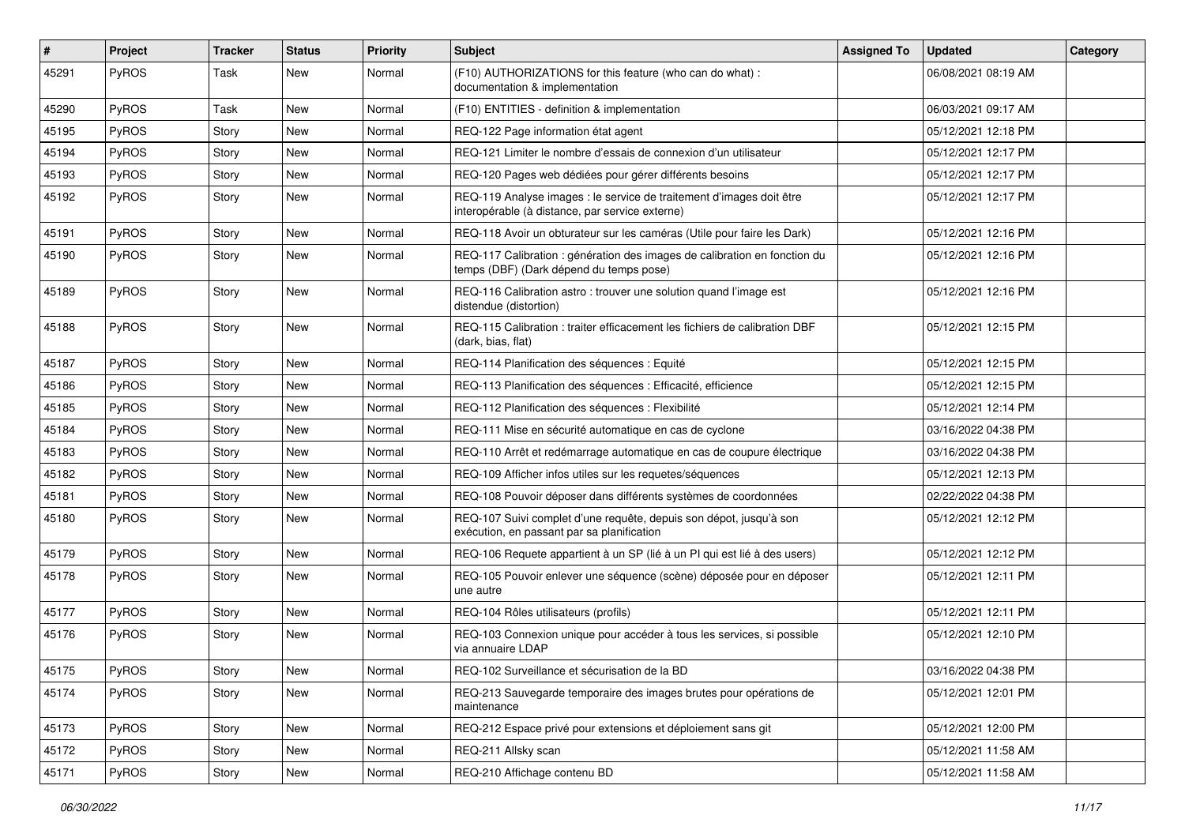| # | Project | Tracker | Status | Priority | Subject | Assigned To | Updated | Category |
|---|---|---|---|---|---|---|---|---|
| 45291 | PyROS | Task | New | Normal | (F10) AUTHORIZATIONS for this feature (who can do what) : documentation & implementation | | 06/08/2021 08:19 AM | |
| 45290 | PyROS | Task | New | Normal | (F10) ENTITIES - definition & implementation | | 06/03/2021 09:17 AM | |
| 45195 | PyROS | Story | New | Normal | REQ-122 Page information état agent | | 05/12/2021 12:18 PM | |
| 45194 | PyROS | Story | New | Normal | REQ-121 Limiter le nombre d'essais de connexion d'un utilisateur | | 05/12/2021 12:17 PM | |
| 45193 | PyROS | Story | New | Normal | REQ-120 Pages web dédiées pour gérer différents besoins | | 05/12/2021 12:17 PM | |
| 45192 | PyROS | Story | New | Normal | REQ-119 Analyse images : le service de traitement d'images doit être interopérable (à distance, par service externe) | | 05/12/2021 12:17 PM | |
| 45191 | PyROS | Story | New | Normal | REQ-118 Avoir un obturateur sur les caméras (Utile pour faire les Dark) | | 05/12/2021 12:16 PM | |
| 45190 | PyROS | Story | New | Normal | REQ-117 Calibration : génération des images de calibration en fonction du temps (DBF) (Dark dépend du temps pose) | | 05/12/2021 12:16 PM | |
| 45189 | PyROS | Story | New | Normal | REQ-116 Calibration astro : trouver une solution quand l'image est distendue (distortion) | | 05/12/2021 12:16 PM | |
| 45188 | PyROS | Story | New | Normal | REQ-115 Calibration : traiter efficacement les fichiers de calibration DBF (dark, bias, flat) | | 05/12/2021 12:15 PM | |
| 45187 | PyROS | Story | New | Normal | REQ-114 Planification des séquences : Equité | | 05/12/2021 12:15 PM | |
| 45186 | PyROS | Story | New | Normal | REQ-113 Planification des séquences : Efficacité, efficience | | 05/12/2021 12:15 PM | |
| 45185 | PyROS | Story | New | Normal | REQ-112 Planification des séquences : Flexibilité | | 05/12/2021 12:14 PM | |
| 45184 | PyROS | Story | New | Normal | REQ-111 Mise en sécurité automatique en cas de cyclone | | 03/16/2022 04:38 PM | |
| 45183 | PyROS | Story | New | Normal | REQ-110 Arrêt et redémarrage automatique en cas de coupure électrique | | 03/16/2022 04:38 PM | |
| 45182 | PyROS | Story | New | Normal | REQ-109 Afficher infos utiles sur les requetes/séquences | | 05/12/2021 12:13 PM | |
| 45181 | PyROS | Story | New | Normal | REQ-108 Pouvoir déposer dans différents systèmes de coordonnées | | 02/22/2022 04:38 PM | |
| 45180 | PyROS | Story | New | Normal | REQ-107 Suivi complet d'une requête, depuis son dépot, jusqu'à son exécution, en passant par sa planification | | 05/12/2021 12:12 PM | |
| 45179 | PyROS | Story | New | Normal | REQ-106 Requete appartient à un SP (lié à un PI qui est lié à des users) | | 05/12/2021 12:12 PM | |
| 45178 | PyROS | Story | New | Normal | REQ-105 Pouvoir enlever une séquence (scène) déposée pour en déposer une autre | | 05/12/2021 12:11 PM | |
| 45177 | PyROS | Story | New | Normal | REQ-104 Rôles utilisateurs (profils) | | 05/12/2021 12:11 PM | |
| 45176 | PyROS | Story | New | Normal | REQ-103 Connexion unique pour accéder à tous les services, si possible via annuaire LDAP | | 05/12/2021 12:10 PM | |
| 45175 | PyROS | Story | New | Normal | REQ-102 Surveillance et sécurisation de la BD | | 03/16/2022 04:38 PM | |
| 45174 | PyROS | Story | New | Normal | REQ-213 Sauvegarde temporaire des images brutes pour opérations de maintenance | | 05/12/2021 12:01 PM | |
| 45173 | PyROS | Story | New | Normal | REQ-212 Espace privé pour extensions et déploiement sans git | | 05/12/2021 12:00 PM | |
| 45172 | PyROS | Story | New | Normal | REQ-211 Allsky scan | | 05/12/2021 11:58 AM | |
| 45171 | PyROS | Story | New | Normal | REQ-210 Affichage contenu BD | | 05/12/2021 11:58 AM | |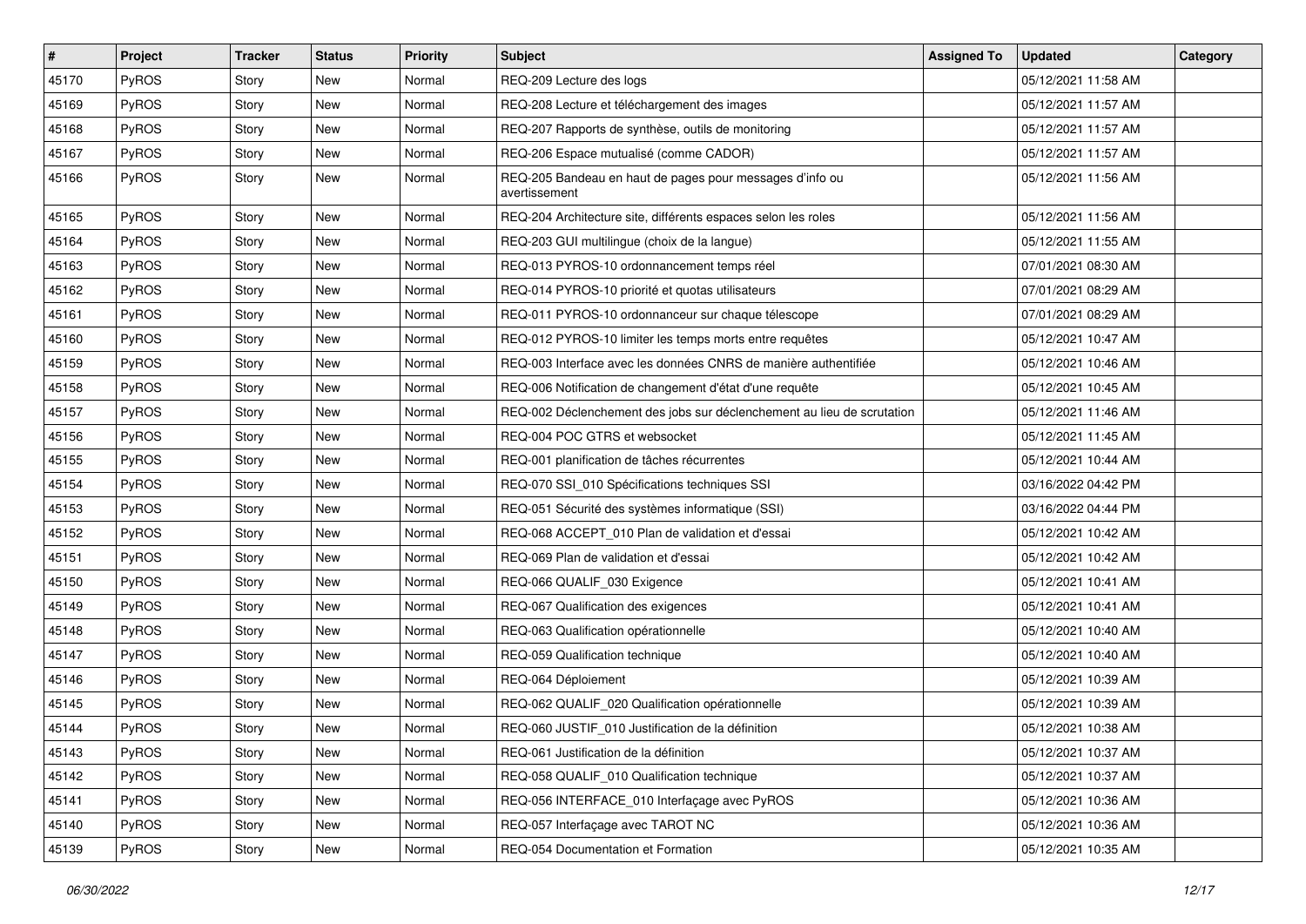| # | Project | Tracker | Status | Priority | Subject | Assigned To | Updated | Category |
|---|---|---|---|---|---|---|---|---|
| 45170 | PyROS | Story | New | Normal | REQ-209 Lecture des logs | | 05/12/2021 11:58 AM | |
| 45169 | PyROS | Story | New | Normal | REQ-208 Lecture et téléchargement des images | | 05/12/2021 11:57 AM | |
| 45168 | PyROS | Story | New | Normal | REQ-207 Rapports de synthèse, outils de monitoring | | 05/12/2021 11:57 AM | |
| 45167 | PyROS | Story | New | Normal | REQ-206 Espace mutualisé (comme CADOR) | | 05/12/2021 11:57 AM | |
| 45166 | PyROS | Story | New | Normal | REQ-205 Bandeau en haut de pages pour messages d'info ou avertissement | | 05/12/2021 11:56 AM | |
| 45165 | PyROS | Story | New | Normal | REQ-204 Architecture site, différents espaces selon les roles | | 05/12/2021 11:56 AM | |
| 45164 | PyROS | Story | New | Normal | REQ-203 GUI multilingue (choix de la langue) | | 05/12/2021 11:55 AM | |
| 45163 | PyROS | Story | New | Normal | REQ-013 PYROS-10 ordonnancement temps réel | | 07/01/2021 08:30 AM | |
| 45162 | PyROS | Story | New | Normal | REQ-014 PYROS-10 priorité et quotas utilisateurs | | 07/01/2021 08:29 AM | |
| 45161 | PyROS | Story | New | Normal | REQ-011 PYROS-10 ordonnanceur sur chaque télescope | | 07/01/2021 08:29 AM | |
| 45160 | PyROS | Story | New | Normal | REQ-012 PYROS-10 limiter les temps morts entre requêtes | | 05/12/2021 10:47 AM | |
| 45159 | PyROS | Story | New | Normal | REQ-003 Interface avec les données CNRS de manière authentifiée | | 05/12/2021 10:46 AM | |
| 45158 | PyROS | Story | New | Normal | REQ-006 Notification de changement d'état d'une requête | | 05/12/2021 10:45 AM | |
| 45157 | PyROS | Story | New | Normal | REQ-002 Déclenchement des jobs sur déclenchement au lieu de scrutation | | 05/12/2021 11:46 AM | |
| 45156 | PyROS | Story | New | Normal | REQ-004 POC GTRS et websocket | | 05/12/2021 11:45 AM | |
| 45155 | PyROS | Story | New | Normal | REQ-001 planification de tâches récurrentes | | 05/12/2021 10:44 AM | |
| 45154 | PyROS | Story | New | Normal | REQ-070 SSI_010 Spécifications techniques SSI | | 03/16/2022 04:42 PM | |
| 45153 | PyROS | Story | New | Normal | REQ-051 Sécurité des systèmes informatique (SSI) | | 03/16/2022 04:44 PM | |
| 45152 | PyROS | Story | New | Normal | REQ-068 ACCEPT_010 Plan de validation et d'essai | | 05/12/2021 10:42 AM | |
| 45151 | PyROS | Story | New | Normal | REQ-069 Plan de validation et d'essai | | 05/12/2021 10:42 AM | |
| 45150 | PyROS | Story | New | Normal | REQ-066 QUALIF_030 Exigence | | 05/12/2021 10:41 AM | |
| 45149 | PyROS | Story | New | Normal | REQ-067 Qualification des exigences | | 05/12/2021 10:41 AM | |
| 45148 | PyROS | Story | New | Normal | REQ-063 Qualification opérationnelle | | 05/12/2021 10:40 AM | |
| 45147 | PyROS | Story | New | Normal | REQ-059 Qualification technique | | 05/12/2021 10:40 AM | |
| 45146 | PyROS | Story | New | Normal | REQ-064 Déploiement | | 05/12/2021 10:39 AM | |
| 45145 | PyROS | Story | New | Normal | REQ-062 QUALIF_020 Qualification opérationnelle | | 05/12/2021 10:39 AM | |
| 45144 | PyROS | Story | New | Normal | REQ-060 JUSTIF_010 Justification de la définition | | 05/12/2021 10:38 AM | |
| 45143 | PyROS | Story | New | Normal | REQ-061 Justification de la définition | | 05/12/2021 10:37 AM | |
| 45142 | PyROS | Story | New | Normal | REQ-058 QUALIF_010 Qualification technique | | 05/12/2021 10:37 AM | |
| 45141 | PyROS | Story | New | Normal | REQ-056 INTERFACE_010 Interfaçage avec PyROS | | 05/12/2021 10:36 AM | |
| 45140 | PyROS | Story | New | Normal | REQ-057 Interfaçage avec TAROT NC | | 05/12/2021 10:36 AM | |
| 45139 | PyROS | Story | New | Normal | REQ-054 Documentation et Formation | | 05/12/2021 10:35 AM | |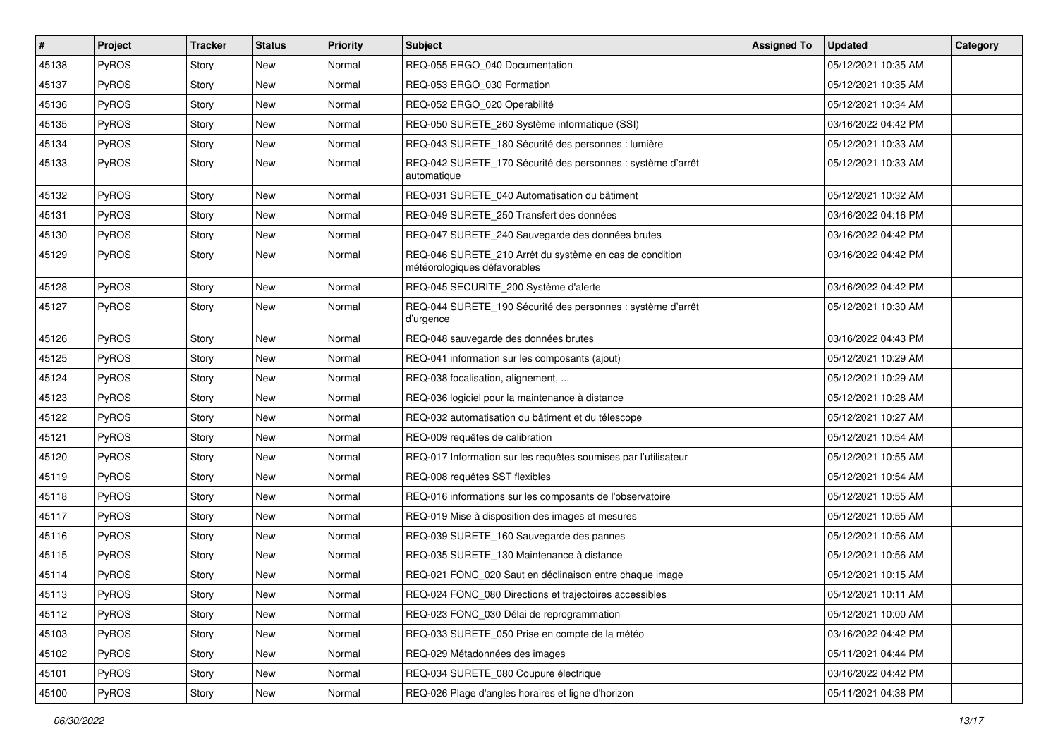| # | Project | Tracker | Status | Priority | Subject | Assigned To | Updated | Category |
|---|---|---|---|---|---|---|---|---|
| 45138 | PyROS | Story | New | Normal | REQ-055 ERGO_040 Documentation | | 05/12/2021 10:35 AM | |
| 45137 | PyROS | Story | New | Normal | REQ-053 ERGO_030 Formation | | 05/12/2021 10:35 AM | |
| 45136 | PyROS | Story | New | Normal | REQ-052 ERGO_020 Operabilité | | 05/12/2021 10:34 AM | |
| 45135 | PyROS | Story | New | Normal | REQ-050 SURETE_260 Système informatique (SSI) | | 03/16/2022 04:42 PM | |
| 45134 | PyROS | Story | New | Normal | REQ-043 SURETE_180 Sécurité des personnes : lumière | | 05/12/2021 10:33 AM | |
| 45133 | PyROS | Story | New | Normal | REQ-042 SURETE_170 Sécurité des personnes : système d'arrêt automatique | | 05/12/2021 10:33 AM | |
| 45132 | PyROS | Story | New | Normal | REQ-031 SURETE_040 Automatisation du bâtiment | | 05/12/2021 10:32 AM | |
| 45131 | PyROS | Story | New | Normal | REQ-049 SURETE_250 Transfert des données | | 03/16/2022 04:16 PM | |
| 45130 | PyROS | Story | New | Normal | REQ-047 SURETE_240 Sauvegarde des données brutes | | 03/16/2022 04:42 PM | |
| 45129 | PyROS | Story | New | Normal | REQ-046 SURETE_210 Arrêt du système en cas de condition météorologiques défavorables | | 03/16/2022 04:42 PM | |
| 45128 | PyROS | Story | New | Normal | REQ-045 SECURITE_200 Système d'alerte | | 03/16/2022 04:42 PM | |
| 45127 | PyROS | Story | New | Normal | REQ-044 SURETE_190 Sécurité des personnes : système d'arrêt d'urgence | | 05/12/2021 10:30 AM | |
| 45126 | PyROS | Story | New | Normal | REQ-048 sauvegarde des données brutes | | 03/16/2022 04:43 PM | |
| 45125 | PyROS | Story | New | Normal | REQ-041 information sur les composants (ajout) | | 05/12/2021 10:29 AM | |
| 45124 | PyROS | Story | New | Normal | REQ-038 focalisation, alignement, ... | | 05/12/2021 10:29 AM | |
| 45123 | PyROS | Story | New | Normal | REQ-036 logiciel pour la maintenance à distance | | 05/12/2021 10:28 AM | |
| 45122 | PyROS | Story | New | Normal | REQ-032 automatisation du bâtiment et du télescope | | 05/12/2021 10:27 AM | |
| 45121 | PyROS | Story | New | Normal | REQ-009 requêtes de calibration | | 05/12/2021 10:54 AM | |
| 45120 | PyROS | Story | New | Normal | REQ-017 Information sur les requêtes soumises par l'utilisateur | | 05/12/2021 10:55 AM | |
| 45119 | PyROS | Story | New | Normal | REQ-008 requêtes SST flexibles | | 05/12/2021 10:54 AM | |
| 45118 | PyROS | Story | New | Normal | REQ-016 informations sur les composants de l'observatoire | | 05/12/2021 10:55 AM | |
| 45117 | PyROS | Story | New | Normal | REQ-019 Mise à disposition des images et mesures | | 05/12/2021 10:55 AM | |
| 45116 | PyROS | Story | New | Normal | REQ-039 SURETE_160 Sauvegarde des pannes | | 05/12/2021 10:56 AM | |
| 45115 | PyROS | Story | New | Normal | REQ-035 SURETE_130 Maintenance à distance | | 05/12/2021 10:56 AM | |
| 45114 | PyROS | Story | New | Normal | REQ-021 FONC_020 Saut en déclinaison entre chaque image | | 05/12/2021 10:15 AM | |
| 45113 | PyROS | Story | New | Normal | REQ-024 FONC_080 Directions et trajectoires accessibles | | 05/12/2021 10:11 AM | |
| 45112 | PyROS | Story | New | Normal | REQ-023 FONC_030 Délai de reprogrammation | | 05/12/2021 10:00 AM | |
| 45103 | PyROS | Story | New | Normal | REQ-033 SURETE_050 Prise en compte de la météo | | 03/16/2022 04:42 PM | |
| 45102 | PyROS | Story | New | Normal | REQ-029 Métadonnées des images | | 05/11/2021 04:44 PM | |
| 45101 | PyROS | Story | New | Normal | REQ-034 SURETE_080 Coupure électrique | | 03/16/2022 04:42 PM | |
| 45100 | PyROS | Story | New | Normal | REQ-026 Plage d'angles horaires et ligne d'horizon | | 05/11/2021 04:38 PM | |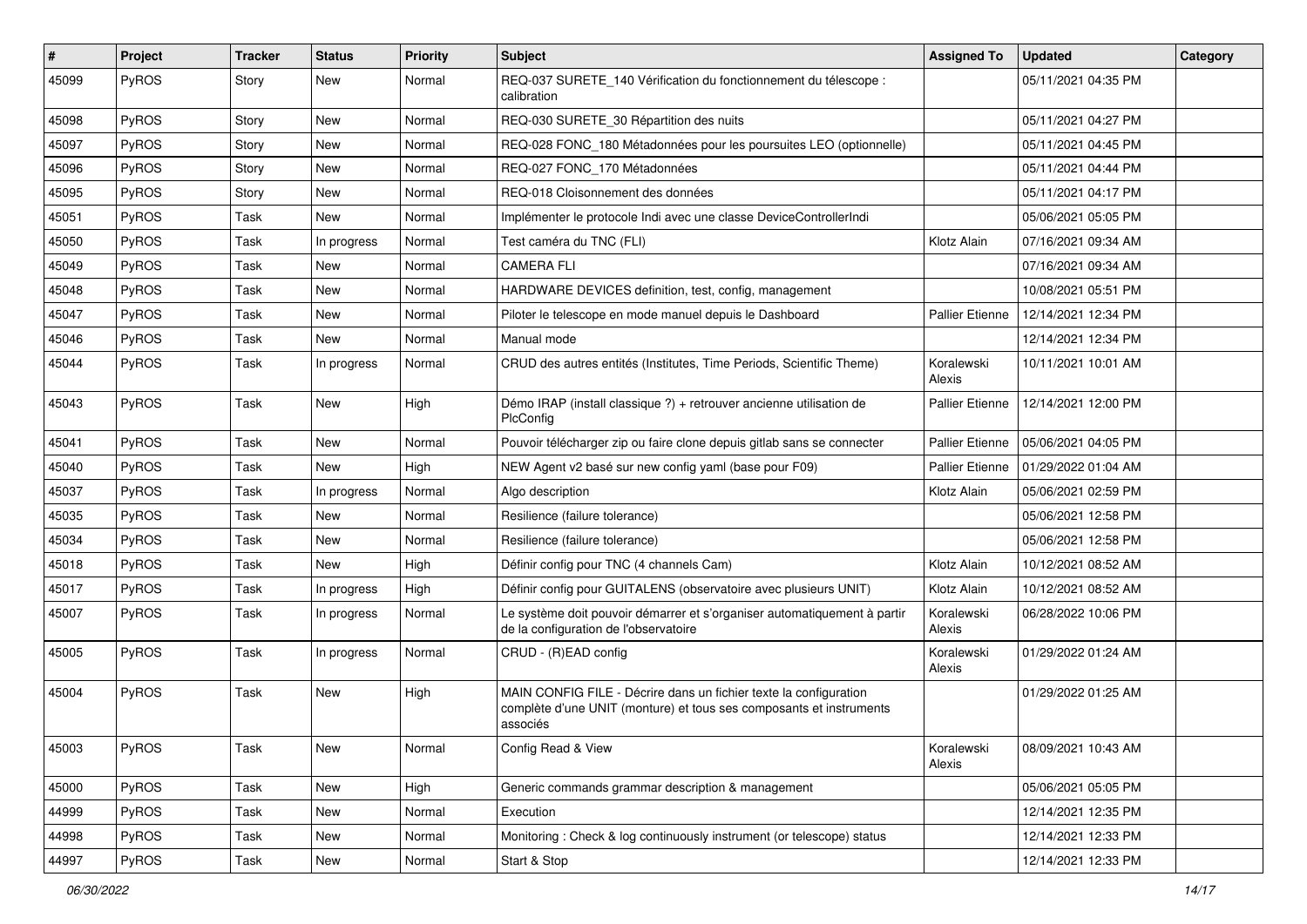| # | Project | Tracker | Status | Priority | Subject | Assigned To | Updated | Category |
|---|---|---|---|---|---|---|---|---|
| 45099 | PyROS | Story | New | Normal | REQ-037 SURETE_140 Vérification du fonctionnement du télescope : calibration | | 05/11/2021 04:35 PM | |
| 45098 | PyROS | Story | New | Normal | REQ-030 SURETE_30 Répartition des nuits | | 05/11/2021 04:27 PM | |
| 45097 | PyROS | Story | New | Normal | REQ-028 FONC_180 Métadonnées pour les poursuites LEO (optionnelle) | | 05/11/2021 04:45 PM | |
| 45096 | PyROS | Story | New | Normal | REQ-027 FONC_170 Métadonnées | | 05/11/2021 04:44 PM | |
| 45095 | PyROS | Story | New | Normal | REQ-018 Cloisonnement des données | | 05/11/2021 04:17 PM | |
| 45051 | PyROS | Task | New | Normal | Implémenter le protocole Indi avec une classe DeviceControllerIndi | | 05/06/2021 05:05 PM | |
| 45050 | PyROS | Task | In progress | Normal | Test caméra du TNC (FLI) | Klotz Alain | 07/16/2021 09:34 AM | |
| 45049 | PyROS | Task | New | Normal | CAMERA FLI | | 07/16/2021 09:34 AM | |
| 45048 | PyROS | Task | New | Normal | HARDWARE DEVICES definition, test, config, management | | 10/08/2021 05:51 PM | |
| 45047 | PyROS | Task | New | Normal | Piloter le telescope en mode manuel depuis le Dashboard | Pallier Etienne | 12/14/2021 12:34 PM | |
| 45046 | PyROS | Task | New | Normal | Manual mode | | 12/14/2021 12:34 PM | |
| 45044 | PyROS | Task | In progress | Normal | CRUD des autres entités (Institutes, Time Periods, Scientific Theme) | Koralewski Alexis | 10/11/2021 10:01 AM | |
| 45043 | PyROS | Task | New | High | Démo IRAP (install classique ?) + retrouver ancienne utilisation de PlcConfig | Pallier Etienne | 12/14/2021 12:00 PM | |
| 45041 | PyROS | Task | New | Normal | Pouvoir télécharger zip ou faire clone depuis gitlab sans se connecter | Pallier Etienne | 05/06/2021 04:05 PM | |
| 45040 | PyROS | Task | New | High | NEW Agent v2 basé sur new config yaml (base pour F09) | Pallier Etienne | 01/29/2022 01:04 AM | |
| 45037 | PyROS | Task | In progress | Normal | Algo description | Klotz Alain | 05/06/2021 02:59 PM | |
| 45035 | PyROS | Task | New | Normal | Resilience (failure tolerance) | | 05/06/2021 12:58 PM | |
| 45034 | PyROS | Task | New | Normal | Resilience (failure tolerance) | | 05/06/2021 12:58 PM | |
| 45018 | PyROS | Task | New | High | Définir config pour TNC (4 channels Cam) | Klotz Alain | 10/12/2021 08:52 AM | |
| 45017 | PyROS | Task | In progress | High | Définir config pour GUITALENS (observatoire avec plusieurs UNIT) | Klotz Alain | 10/12/2021 08:52 AM | |
| 45007 | PyROS | Task | In progress | Normal | Le système doit pouvoir démarrer et s'organiser automatiquement à partir de la configuration de l'observatoire | Koralewski Alexis | 06/28/2022 10:06 PM | |
| 45005 | PyROS | Task | In progress | Normal | CRUD - (R)EAD config | Koralewski Alexis | 01/29/2022 01:24 AM | |
| 45004 | PyROS | Task | New | High | MAIN CONFIG FILE - Décrire dans un fichier texte la configuration complète d'une UNIT (monture) et tous ses composants et instruments associés | | 01/29/2022 01:25 AM | |
| 45003 | PyROS | Task | New | Normal | Config Read & View | Koralewski Alexis | 08/09/2021 10:43 AM | |
| 45000 | PyROS | Task | New | High | Generic commands grammar description & management | | 05/06/2021 05:05 PM | |
| 44999 | PyROS | Task | New | Normal | Execution | | 12/14/2021 12:35 PM | |
| 44998 | PyROS | Task | New | Normal | Monitoring : Check & log continuously instrument (or telescope) status | | 12/14/2021 12:33 PM | |
| 44997 | PyROS | Task | New | Normal | Start & Stop | | 12/14/2021 12:33 PM | |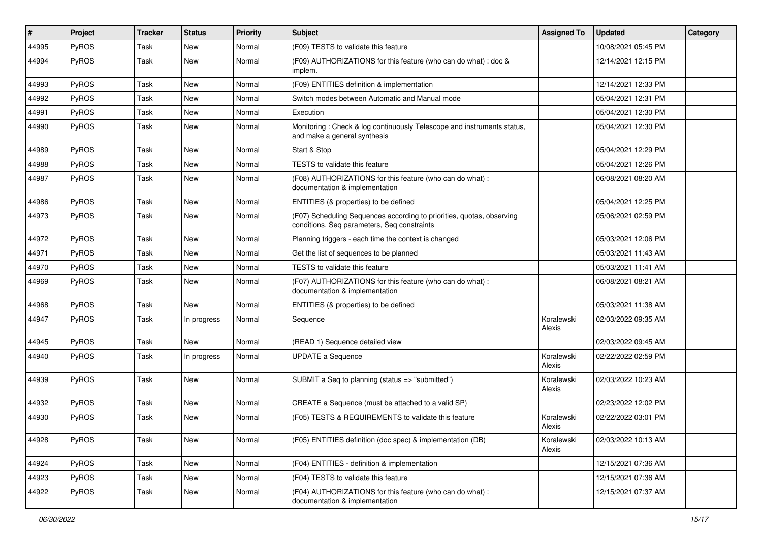| # | Project | Tracker | Status | Priority | Subject | Assigned To | Updated | Category |
|---|---|---|---|---|---|---|---|---|
| 44995 | PyROS | Task | New | Normal | (F09) TESTS to validate this feature | | 10/08/2021 05:45 PM | |
| 44994 | PyROS | Task | New | Normal | (F09) AUTHORIZATIONS for this feature (who can do what) : doc & implem. | | 12/14/2021 12:15 PM | |
| 44993 | PyROS | Task | New | Normal | (F09) ENTITIES definition & implementation | | 12/14/2021 12:33 PM | |
| 44992 | PyROS | Task | New | Normal | Switch modes between Automatic and Manual mode | | 05/04/2021 12:31 PM | |
| 44991 | PyROS | Task | New | Normal | Execution | | 05/04/2021 12:30 PM | |
| 44990 | PyROS | Task | New | Normal | Monitoring : Check & log continuously Telescope and instruments status, and make a general synthesis | | 05/04/2021 12:30 PM | |
| 44989 | PyROS | Task | New | Normal | Start & Stop | | 05/04/2021 12:29 PM | |
| 44988 | PyROS | Task | New | Normal | TESTS to validate this feature | | 05/04/2021 12:26 PM | |
| 44987 | PyROS | Task | New | Normal | (F08) AUTHORIZATIONS for this feature (who can do what) : documentation & implementation | | 06/08/2021 08:20 AM | |
| 44986 | PyROS | Task | New | Normal | ENTITIES (& properties) to be defined | | 05/04/2021 12:25 PM | |
| 44973 | PyROS | Task | New | Normal | (F07) Scheduling Sequences according to priorities, quotas, observing conditions, Seq parameters, Seq constraints | | 05/06/2021 02:59 PM | |
| 44972 | PyROS | Task | New | Normal | Planning triggers - each time the context is changed | | 05/03/2021 12:06 PM | |
| 44971 | PyROS | Task | New | Normal | Get the list of sequences to be planned | | 05/03/2021 11:43 AM | |
| 44970 | PyROS | Task | New | Normal | TESTS to validate this feature | | 05/03/2021 11:41 AM | |
| 44969 | PyROS | Task | New | Normal | (F07) AUTHORIZATIONS for this feature (who can do what) : documentation & implementation | | 06/08/2021 08:21 AM | |
| 44968 | PyROS | Task | New | Normal | ENTITIES (& properties) to be defined | | 05/03/2021 11:38 AM | |
| 44947 | PyROS | Task | In progress | Normal | Sequence | Koralewski Alexis | 02/03/2022 09:35 AM | |
| 44945 | PyROS | Task | New | Normal | (READ 1) Sequence detailed view | | 02/03/2022 09:45 AM | |
| 44940 | PyROS | Task | In progress | Normal | UPDATE a Sequence | Koralewski Alexis | 02/22/2022 02:59 PM | |
| 44939 | PyROS | Task | New | Normal | SUBMIT a Seq to planning (status => "submitted") | Koralewski Alexis | 02/03/2022 10:23 AM | |
| 44932 | PyROS | Task | New | Normal | CREATE a Sequence (must be attached to a valid SP) | | 02/23/2022 12:02 PM | |
| 44930 | PyROS | Task | New | Normal | (F05) TESTS & REQUIREMENTS to validate this feature | Koralewski Alexis | 02/22/2022 03:01 PM | |
| 44928 | PyROS | Task | New | Normal | (F05) ENTITIES definition (doc spec) & implementation (DB) | Koralewski Alexis | 02/03/2022 10:13 AM | |
| 44924 | PyROS | Task | New | Normal | (F04) ENTITIES - definition & implementation | | 12/15/2021 07:36 AM | |
| 44923 | PyROS | Task | New | Normal | (F04) TESTS to validate this feature | | 12/15/2021 07:36 AM | |
| 44922 | PyROS | Task | New | Normal | (F04) AUTHORIZATIONS for this feature (who can do what) : documentation & implementation | | 12/15/2021 07:37 AM | |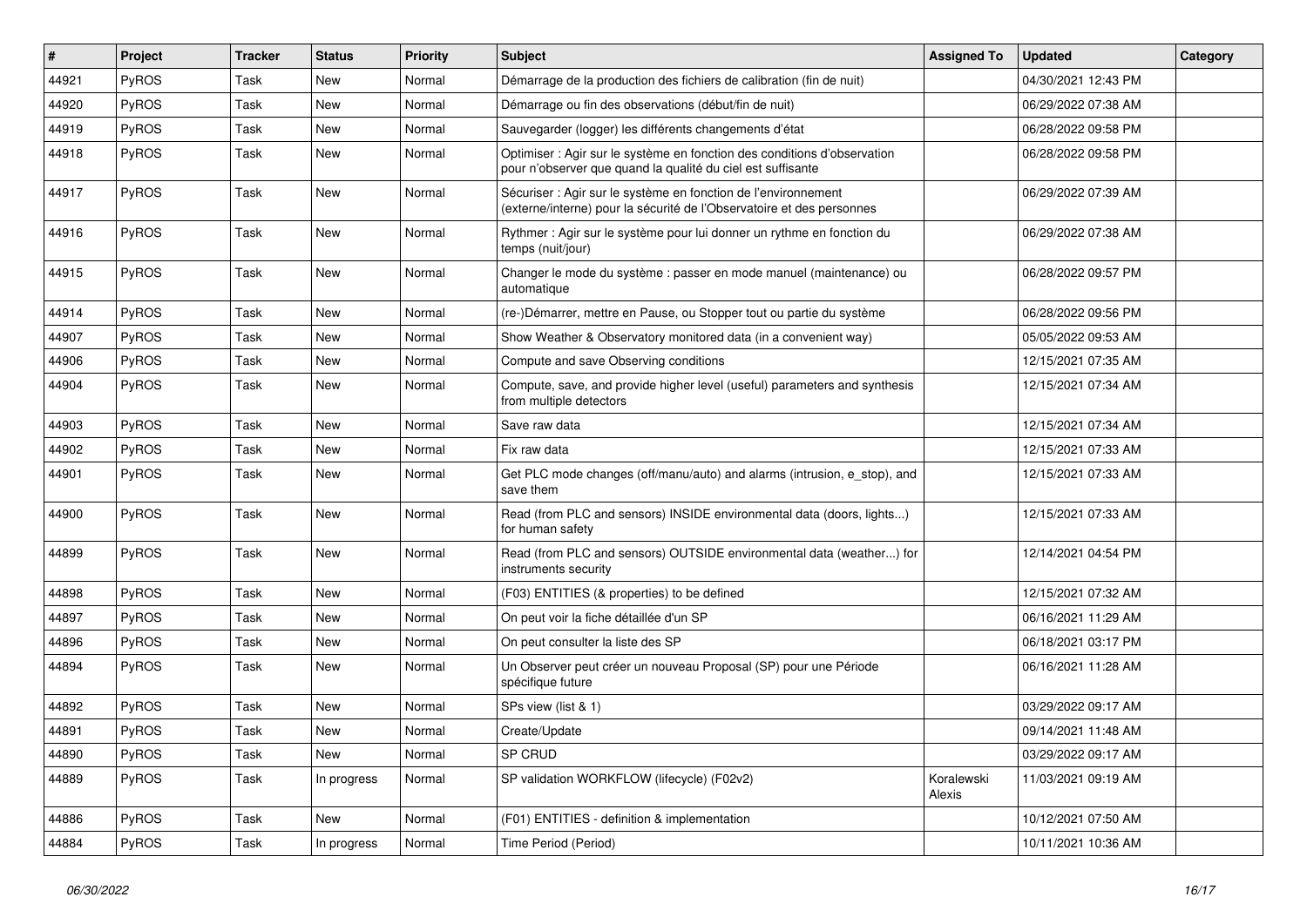| # | Project | Tracker | Status | Priority | Subject | Assigned To | Updated | Category |
|---|---|---|---|---|---|---|---|---|
| 44921 | PyROS | Task | New | Normal | Démarrage de la production des fichiers de calibration (fin de nuit) | | 04/30/2021 12:43 PM | |
| 44920 | PyROS | Task | New | Normal | Démarrage ou fin des observations (début/fin de nuit) | | 06/29/2022 07:38 AM | |
| 44919 | PyROS | Task | New | Normal | Sauvegarder (logger) les différents changements d'état | | 06/28/2022 09:58 PM | |
| 44918 | PyROS | Task | New | Normal | Optimiser : Agir sur le système en fonction des conditions d'observation pour n'observer que quand la qualité du ciel est suffisante | | 06/28/2022 09:58 PM | |
| 44917 | PyROS | Task | New | Normal | Sécuriser : Agir sur le système en fonction de l'environnement (externe/interne) pour la sécurité de l'Observatoire et des personnes | | 06/29/2022 07:39 AM | |
| 44916 | PyROS | Task | New | Normal | Rythmer : Agir sur le système pour lui donner un rythme en fonction du temps (nuit/jour) | | 06/29/2022 07:38 AM | |
| 44915 | PyROS | Task | New | Normal | Changer le mode du système : passer en mode manuel (maintenance) ou automatique | | 06/28/2022 09:57 PM | |
| 44914 | PyROS | Task | New | Normal | (re-)Démarrer, mettre en Pause, ou Stopper tout ou partie du système | | 06/28/2022 09:56 PM | |
| 44907 | PyROS | Task | New | Normal | Show Weather & Observatory monitored data (in a convenient way) | | 05/05/2022 09:53 AM | |
| 44906 | PyROS | Task | New | Normal | Compute and save Observing conditions | | 12/15/2021 07:35 AM | |
| 44904 | PyROS | Task | New | Normal | Compute, save, and provide higher level (useful) parameters and synthesis from multiple detectors | | 12/15/2021 07:34 AM | |
| 44903 | PyROS | Task | New | Normal | Save raw data | | 12/15/2021 07:34 AM | |
| 44902 | PyROS | Task | New | Normal | Fix raw data | | 12/15/2021 07:33 AM | |
| 44901 | PyROS | Task | New | Normal | Get PLC mode changes (off/manu/auto) and alarms (intrusion, e_stop), and save them | | 12/15/2021 07:33 AM | |
| 44900 | PyROS | Task | New | Normal | Read (from PLC and sensors) INSIDE environmental data (doors, lights...) for human safety | | 12/15/2021 07:33 AM | |
| 44899 | PyROS | Task | New | Normal | Read (from PLC and sensors) OUTSIDE environmental data (weather...) for instruments security | | 12/14/2021 04:54 PM | |
| 44898 | PyROS | Task | New | Normal | (F03) ENTITIES (& properties) to be defined | | 12/15/2021 07:32 AM | |
| 44897 | PyROS | Task | New | Normal | On peut voir la fiche détaillée d'un SP | | 06/16/2021 11:29 AM | |
| 44896 | PyROS | Task | New | Normal | On peut consulter la liste des SP | | 06/18/2021 03:17 PM | |
| 44894 | PyROS | Task | New | Normal | Un Observer peut créer un nouveau Proposal (SP) pour une Période spécifique future | | 06/16/2021 11:28 AM | |
| 44892 | PyROS | Task | New | Normal | SPs view (list & 1) | | 03/29/2022 09:17 AM | |
| 44891 | PyROS | Task | New | Normal | Create/Update | | 09/14/2021 11:48 AM | |
| 44890 | PyROS | Task | New | Normal | SP CRUD | | 03/29/2022 09:17 AM | |
| 44889 | PyROS | Task | In progress | Normal | SP validation WORKFLOW (lifecycle) (F02v2) | Koralewski Alexis | 11/03/2021 09:19 AM | |
| 44886 | PyROS | Task | New | Normal | (F01) ENTITIES - definition & implementation | | 10/12/2021 07:50 AM | |
| 44884 | PyROS | Task | In progress | Normal | Time Period (Period) | | 10/11/2021 10:36 AM | |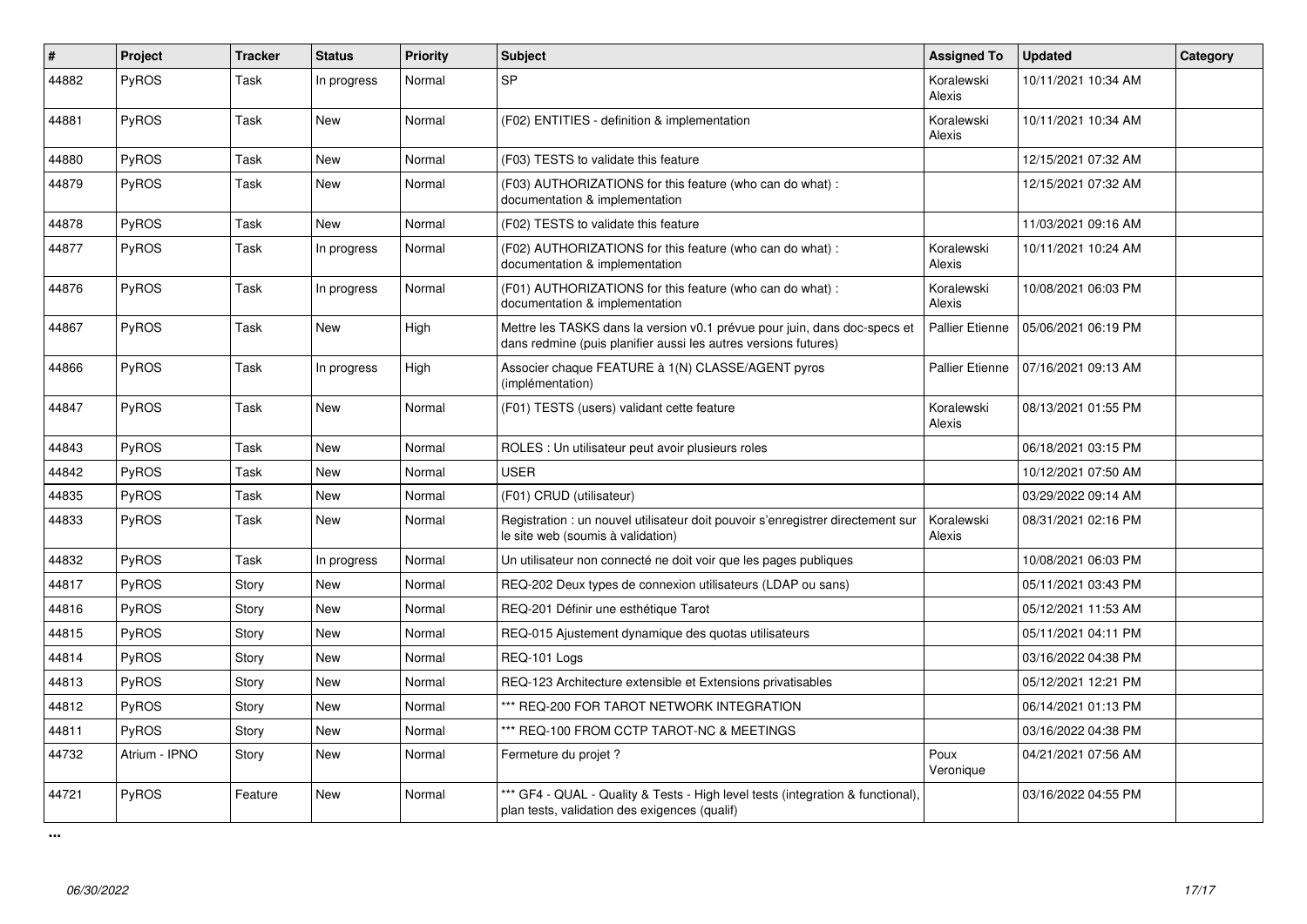| # | Project | Tracker | Status | Priority | Subject | Assigned To | Updated | Category |
|---|---|---|---|---|---|---|---|---|
| 44882 | PyROS | Task | In progress | Normal | SP | Koralewski Alexis | 10/11/2021 10:34 AM | |
| 44881 | PyROS | Task | New | Normal | (F02) ENTITIES - definition & implementation | Koralewski Alexis | 10/11/2021 10:34 AM | |
| 44880 | PyROS | Task | New | Normal | (F03) TESTS to validate this feature | | 12/15/2021 07:32 AM | |
| 44879 | PyROS | Task | New | Normal | (F03) AUTHORIZATIONS for this feature (who can do what) : documentation & implementation | | 12/15/2021 07:32 AM | |
| 44878 | PyROS | Task | New | Normal | (F02) TESTS to validate this feature | | 11/03/2021 09:16 AM | |
| 44877 | PyROS | Task | In progress | Normal | (F02) AUTHORIZATIONS for this feature (who can do what) : documentation & implementation | Koralewski Alexis | 10/11/2021 10:24 AM | |
| 44876 | PyROS | Task | In progress | Normal | (F01) AUTHORIZATIONS for this feature (who can do what) : documentation & implementation | Koralewski Alexis | 10/08/2021 06:03 PM | |
| 44867 | PyROS | Task | New | High | Mettre les TASKS dans la version v0.1 prévue pour juin, dans doc-specs et dans redmine (puis planifier aussi les autres versions futures) | Pallier Etienne | 05/06/2021 06:19 PM | |
| 44866 | PyROS | Task | In progress | High | Associer chaque FEATURE à 1(N) CLASSE/AGENT pyros (implémentation) | Pallier Etienne | 07/16/2021 09:13 AM | |
| 44847 | PyROS | Task | New | Normal | (F01) TESTS (users) validant cette feature | Koralewski Alexis | 08/13/2021 01:55 PM | |
| 44843 | PyROS | Task | New | Normal | ROLES : Un utilisateur peut avoir plusieurs roles | | 06/18/2021 03:15 PM | |
| 44842 | PyROS | Task | New | Normal | USER | | 10/12/2021 07:50 AM | |
| 44835 | PyROS | Task | New | Normal | (F01) CRUD (utilisateur) | | 03/29/2022 09:14 AM | |
| 44833 | PyROS | Task | New | Normal | Registration : un nouvel utilisateur doit pouvoir s'enregistrer directement sur le site web (soumis à validation) | Koralewski Alexis | 08/31/2021 02:16 PM | |
| 44832 | PyROS | Task | In progress | Normal | Un utilisateur non connecté ne doit voir que les pages publiques | | 10/08/2021 06:03 PM | |
| 44817 | PyROS | Story | New | Normal | REQ-202 Deux types de connexion utilisateurs (LDAP ou sans) | | 05/11/2021 03:43 PM | |
| 44816 | PyROS | Story | New | Normal | REQ-201 Définir une esthétique Tarot | | 05/12/2021 11:53 AM | |
| 44815 | PyROS | Story | New | Normal | REQ-015 Ajustement dynamique des quotas utilisateurs | | 05/11/2021 04:11 PM | |
| 44814 | PyROS | Story | New | Normal | REQ-101 Logs | | 03/16/2022 04:38 PM | |
| 44813 | PyROS | Story | New | Normal | REQ-123 Architecture extensible et Extensions privatisables | | 05/12/2021 12:21 PM | |
| 44812 | PyROS | Story | New | Normal | *** REQ-200 FOR TAROT NETWORK INTEGRATION | | 06/14/2021 01:13 PM | |
| 44811 | PyROS | Story | New | Normal | *** REQ-100 FROM CCTP TAROT-NC & MEETINGS | | 03/16/2022 04:38 PM | |
| 44732 | Atrium - IPNO | Story | New | Normal | Fermeture du projet ? | Poux Veronique | 04/21/2021 07:56 AM | |
| 44721 | PyROS | Feature | New | Normal | *** GF4 - QUAL - Quality & Tests - High level tests (integration & functional), plan tests, validation des exigences (qualif) | | 03/16/2022 04:55 PM | |

...